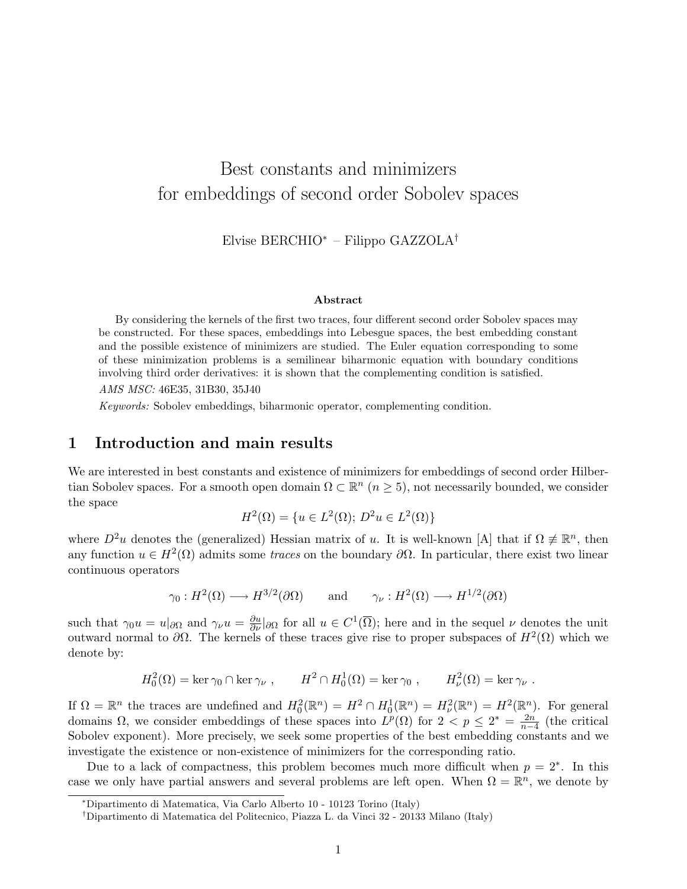# Best constants and minimizers for embeddings of second order Sobolev spaces

Elvise BERCHIO* – Filippo GAZZOLA†

### Abstract

By considering the kernels of the first two traces, four different second order Sobolev spaces may be constructed. For these spaces, embeddings into Lebesgue spaces, the best embedding constant and the possible existence of minimizers are studied. The Euler equation corresponding to some of these minimization problems is a semilinear biharmonic equation with boundary conditions involving third order derivatives: it is shown that the complementing condition is satisfied.

*AMS MSC:* 46E35, 31B30, 35J40

*Keywords:* Sobolev embeddings, biharmonic operator, complementing condition.

## 1 Introduction and main results

We are interested in best constants and existence of minimizers for embeddings of second order Hilbertian Sobolev spaces. For a smooth open domain $\Omega \subset \mathbb{R}^n$ ($n \geq 5$), not necessarily bounded, we consider the space

$$H^2(\Omega) = \{u \in L^2(\Omega);\ D^2u \in L^2(\Omega)\}$$

where $D^2u$ denotes the (generalized) Hessian matrix of $u$. It is well-known [A] that if $\Omega \not\equiv \mathbb{R}^n$, then any function $u \in H^2(\Omega)$ admits some *traces* on the boundary $\partial\Omega$. In particular, there exist two linear continuous operators

$$\gamma_0 : H^2(\Omega) \longrightarrow H^{3/2}(\partial\Omega) \qquad \text{and} \qquad \gamma_\nu : H^2(\Omega) \longrightarrow H^{1/2}(\partial\Omega)$$

such that $\gamma_0 u = u|_{\partial\Omega}$ and $\gamma_\nu u = \frac{\partial u}{\partial \nu}|_{\partial\Omega}$ for all $u \in C^1(\overline{\Omega})$; here and in the sequel $\nu$ denotes the unit outward normal to $\partial\Omega$. The kernels of these traces give rise to proper subspaces of $H^2(\Omega)$ which we denote by:

$$H^2_0(\Omega) = \ker \gamma_0 \cap \ker \gamma_\nu\ , \qquad H^2 \cap H^1_0(\Omega) = \ker \gamma_0\ , \qquad H^2_\nu(\Omega) = \ker \gamma_\nu\ .$$

If $\Omega = \mathbb{R}^n$ the traces are undefined and $H^2_0(\mathbb{R}^n) = H^2 \cap H^1_0(\mathbb{R}^n) = H^2_\nu(\mathbb{R}^n) = H^2(\mathbb{R}^n)$. For general domains $\Omega$, we consider embeddings of these spaces into $L^p(\Omega)$ for $2 < p \leq 2^* = \frac{2n}{n-4}$ (the critical Sobolev exponent). More precisely, we seek some properties of the best embedding constants and we investigate the existence or non-existence of minimizers for the corresponding ratio.

Due to a lack of compactness, this problem becomes much more difficult when $p = 2^*$. In this case we only have partial answers and several problems are left open. When $\Omega = \mathbb{R}^n$, we denote by

*Dipartimento di Matematica, Via Carlo Alberto 10 - 10123 Torino (Italy)

†Dipartimento di Matematica del Politecnico, Piazza L. da Vinci 32 - 20133 Milano (Italy)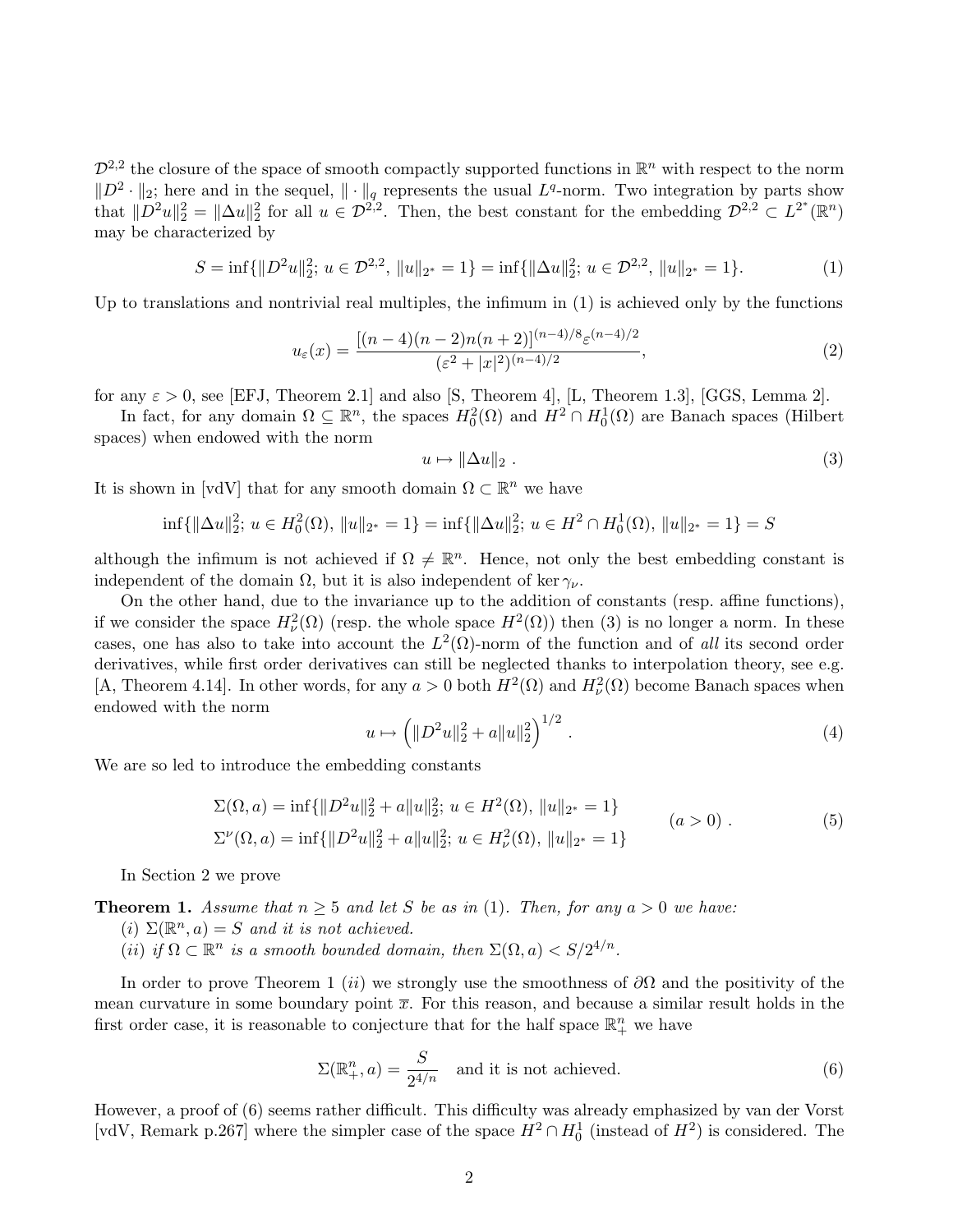$\mathcal{D}^{2,2}$ the closure of the space of smooth compactly supported functions in $\mathbb{R}^n$ with respect to the norm $\|D^2\cdot\|_2$; here and in the sequel, $\|\cdot\|_q$ represents the usual $L^q$-norm. Two integration by parts show that $\|D^2u\|_2^2 = \|\Delta u\|_2^2$ for all $u \in \mathcal{D}^{2,2}$. Then, the best constant for the embedding $\mathcal{D}^{2,2} \subset L^{2^*}(\mathbb{R}^n)$ may be characterized by

$$S = \inf\{\|D^2u\|_2^2;\ u \in \mathcal{D}^{2,2},\ \|u\|_{2^*} = 1\} = \inf\{\|\Delta u\|_2^2;\ u \in \mathcal{D}^{2,2},\ \|u\|_{2^*} = 1\}. \tag{1}$$

Up to translations and nontrivial real multiples, the infimum in (1) is achieved only by the functions

$$u_\varepsilon(x) = \frac{[(n-4)(n-2)n(n+2)]^{(n-4)/8}\varepsilon^{(n-4)/2}}{(\varepsilon^2+|x|^2)^{(n-4)/2}}, \tag{2}$$

for any $\varepsilon > 0$, see [EFJ, Theorem 2.1] and also [S, Theorem 4], [L, Theorem 1.3], [GGS, Lemma 2].

In fact, for any domain $\Omega \subseteq \mathbb{R}^n$, the spaces $H_0^2(\Omega)$ and $H^2 \cap H_0^1(\Omega)$ are Banach spaces (Hilbert spaces) when endowed with the norm

$$u \mapsto \|\Delta u\|_2\ . \tag{3}$$

It is shown in [vdV] that for any smooth domain $\Omega \subset \mathbb{R}^n$ we have

$$\inf\{\|\Delta u\|_2^2;\ u \in H_0^2(\Omega),\ \|u\|_{2^*} = 1\} = \inf\{\|\Delta u\|_2^2;\ u \in H^2 \cap H_0^1(\Omega),\ \|u\|_{2^*} = 1\} = S$$

although the infimum is not achieved if $\Omega \neq \mathbb{R}^n$. Hence, not only the best embedding constant is independent of the domain $\Omega$, but it is also independent of $\ker \gamma_\nu$.

On the other hand, due to the invariance up to the addition of constants (resp. affine functions), if we consider the space $H_\nu^2(\Omega)$ (resp. the whole space $H^2(\Omega)$) then (3) is no longer a norm. In these cases, one has also to take into account the $L^2(\Omega)$-norm of the function and of *all* its second order derivatives, while first order derivatives can still be neglected thanks to interpolation theory, see e.g. [A, Theorem 4.14]. In other words, for any $a > 0$ both $H^2(\Omega)$ and $H_\nu^2(\Omega)$ become Banach spaces when endowed with the norm

$$u \mapsto \left(\|D^2u\|_2^2 + a\|u\|_2^2\right)^{1/2}\ . \tag{4}$$

We are so led to introduce the embedding constants

$$\begin{aligned}
\Sigma(\Omega, a) &= \inf\{\|D^2u\|_2^2 + a\|u\|_2^2;\ u \in H^2(\Omega),\ \|u\|_{2^*} = 1\} \\
\Sigma^\nu(\Omega, a) &= \inf\{\|D^2u\|_2^2 + a\|u\|_2^2;\ u \in H_\nu^2(\Omega),\ \|u\|_{2^*} = 1\}
\end{aligned} \qquad (a > 0)\ . \tag{5}$$

In Section 2 we prove

**Theorem 1.** *Assume that $n \geq 5$ and let $S$ be as in (1). Then, for any $a > 0$ we have:*
*(i) $\Sigma(\mathbb{R}^n, a) = S$ and it is not achieved.*
*(ii) if $\Omega \subset \mathbb{R}^n$ is a smooth bounded domain, then $\Sigma(\Omega, a) < S/2^{4/n}$.*

In order to prove Theorem 1 $(ii)$ we strongly use the smoothness of $\partial\Omega$ and the positivity of the mean curvature in some boundary point $\overline{x}$. For this reason, and because a similar result holds in the first order case, it is reasonable to conjecture that for the half space $\mathbb{R}_+^n$ we have

$$\Sigma(\mathbb{R}_+^n, a) = \frac{S}{2^{4/n}} \quad \text{and it is not achieved.} \tag{6}$$

However, a proof of (6) seems rather difficult. This difficulty was already emphasized by van der Vorst [vdV, Remark p.267] where the simpler case of the space $H^2 \cap H_0^1$ (instead of $H^2$) is considered. The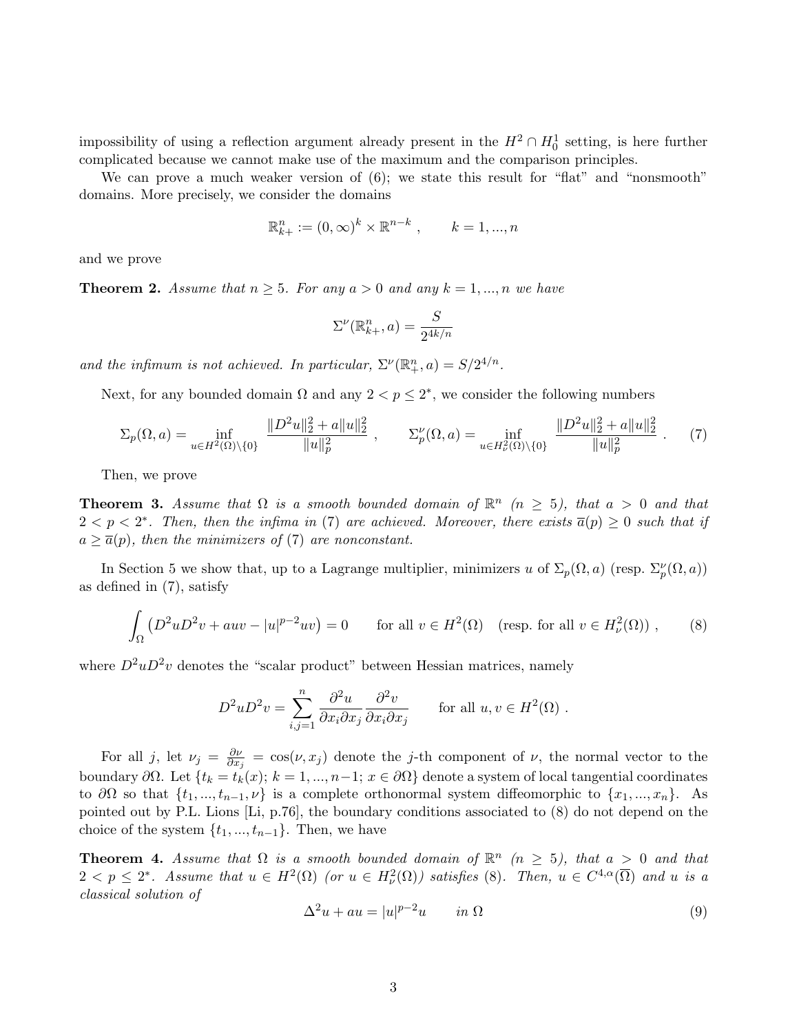impossibility of using a reflection argument already present in the $H^2 \cap H^1_0$ setting, is here further complicated because we cannot make use of the maximum and the comparison principles.

We can prove a much weaker version of (6); we state this result for "flat" and "nonsmooth" domains. More precisely, we consider the domains

$$\mathbb{R}^n_{k+} := (0,\infty)^k \times \mathbb{R}^{n-k} \ , \qquad k = 1,...,n$$

and we prove

**Theorem 2.** *Assume that $n \geq 5$. For any $a > 0$ and any $k = 1,...,n$ we have*

$$\Sigma^\nu(\mathbb{R}^n_{k+}, a) = \frac{S}{2^{4k/n}}$$

*and the infimum is not achieved. In particular, $\Sigma^\nu(\mathbb{R}^n_+, a) = S/2^{4/n}$.*

Next, for any bounded domain $\Omega$ and any $2 < p \leq 2^*$, we consider the following numbers

$$\Sigma_p(\Omega, a) = \inf_{u \in H^2(\Omega)\setminus\{0\}} \frac{\|D^2u\|_2^2 + a\|u\|_2^2}{\|u\|_p^2} \ , \qquad \Sigma^\nu_p(\Omega, a) = \inf_{u \in H^2_\nu(\Omega)\setminus\{0\}} \frac{\|D^2u\|_2^2 + a\|u\|_2^2}{\|u\|_p^2} \ . \tag{7}$$

Then, we prove

**Theorem 3.** *Assume that $\Omega$ is a smooth bounded domain of $\mathbb{R}^n$ ($n \geq 5$), that $a > 0$ and that $2 < p < 2^*$. Then, then the infima in (7) are achieved. Moreover, there exists $\overline{a}(p) \geq 0$ such that if $a \geq \overline{a}(p)$, then the minimizers of (7) are nonconstant.*

In Section 5 we show that, up to a Lagrange multiplier, minimizers $u$ of $\Sigma_p(\Omega, a)$ (resp. $\Sigma^\nu_p(\Omega, a)$) as defined in (7), satisfy

$$\int_\Omega \left(D^2uD^2v + auv - |u|^{p-2}uv\right) = 0 \qquad \text{for all } v \in H^2(\Omega) \quad (\text{resp. for all } v \in H^2_\nu(\Omega)) \ , \tag{8}$$

where $D^2uD^2v$ denotes the "scalar product" between Hessian matrices, namely

$$D^2uD^2v = \sum_{i,j=1}^n \frac{\partial^2 u}{\partial x_i \partial x_j} \frac{\partial^2 v}{\partial x_i \partial x_j} \qquad \text{for all } u, v \in H^2(\Omega) \ .$$

For all $j$, let $\nu_j = \frac{\partial \nu}{\partial x_j} = \cos(\nu, x_j)$ denote the $j$-th component of $\nu$, the normal vector to the boundary $\partial\Omega$. Let $\{t_k = t_k(x); k = 1, ..., n-1; x \in \partial\Omega\}$ denote a system of local tangential coordinates to $\partial\Omega$ so that $\{t_1, ..., t_{n-1}, \nu\}$ is a complete orthonormal system diffeomorphic to $\{x_1, ..., x_n\}$. As pointed out by P.L. Lions [Li, p.76], the boundary conditions associated to (8) do not depend on the choice of the system $\{t_1, ..., t_{n-1}\}$. Then, we have

**Theorem 4.** *Assume that $\Omega$ is a smooth bounded domain of $\mathbb{R}^n$ ($n \geq 5$), that $a > 0$ and that $2 < p \leq 2^*$. Assume that $u \in H^2(\Omega)$ (or $u \in H^2_\nu(\Omega)$) satisfies (8). Then, $u \in C^{4,\alpha}(\overline{\Omega})$ and $u$ is a classical solution of*

$$\Delta^2 u + au = |u|^{p-2}u \qquad \text{in } \Omega \tag{9}$$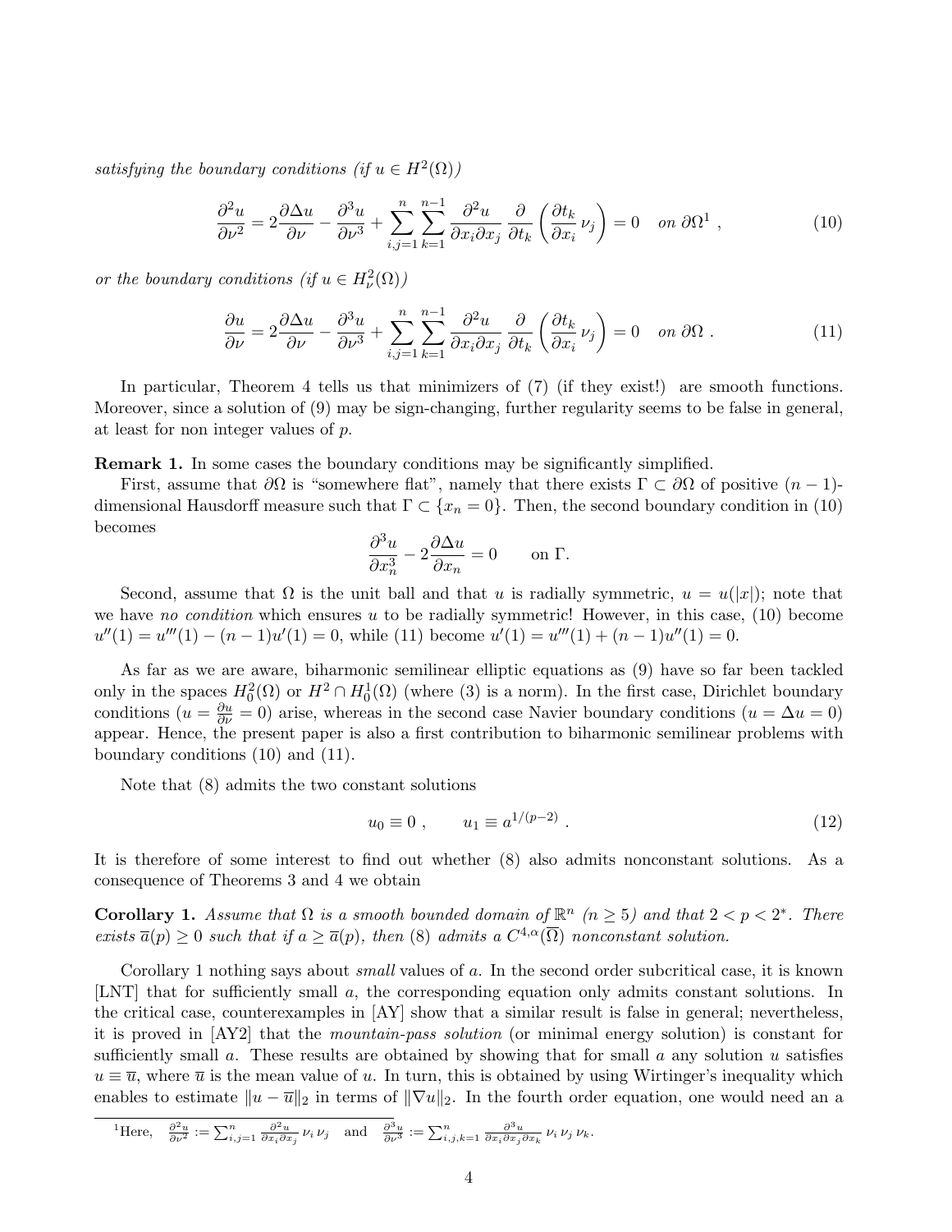*satisfying the boundary conditions (if $u \in H^2(\Omega)$)*

$$\frac{\partial^2 u}{\partial \nu^2} = 2\frac{\partial \Delta u}{\partial \nu} - \frac{\partial^3 u}{\partial \nu^3} + \sum_{i,j=1}^{n} \sum_{k=1}^{n-1} \frac{\partial^2 u}{\partial x_i \partial x_j} \frac{\partial}{\partial t_k}\left(\frac{\partial t_k}{\partial x_i}\,\nu_j\right) = 0 \quad \text{on } \partial\Omega^1 \ , \tag{10}$$

*or the boundary conditions (if $u \in H^2_\nu(\Omega)$)*

$$\frac{\partial u}{\partial \nu} = 2\frac{\partial \Delta u}{\partial \nu} - \frac{\partial^3 u}{\partial \nu^3} + \sum_{i,j=1}^{n} \sum_{k=1}^{n-1} \frac{\partial^2 u}{\partial x_i \partial x_j} \frac{\partial}{\partial t_k}\left(\frac{\partial t_k}{\partial x_i}\,\nu_j\right) = 0 \quad \text{on } \partial\Omega \ . \tag{11}$$

In particular, Theorem 4 tells us that minimizers of (7) (if they exist!) are smooth functions. Moreover, since a solution of (9) may be sign-changing, further regularity seems to be false in general, at least for non integer values of $p$.

**Remark 1.** In some cases the boundary conditions may be significantly simplified.

First, assume that $\partial\Omega$ is "somewhere flat", namely that there exists $\Gamma \subset \partial\Omega$ of positive $(n-1)$-dimensional Hausdorff measure such that $\Gamma \subset \{x_n = 0\}$. Then, the second boundary condition in (10) becomes

$$\frac{\partial^3 u}{\partial x_n^3} - 2\frac{\partial \Delta u}{\partial x_n} = 0 \qquad \text{on } \Gamma.$$

Second, assume that $\Omega$ is the unit ball and that $u$ is radially symmetric, $u = u(|x|)$; note that we have *no condition* which ensures $u$ to be radially symmetric! However, in this case, (10) become $u''(1) = u'''(1) - (n-1)u'(1) = 0$, while (11) become $u'(1) = u'''(1) + (n-1)u''(1) = 0$.

As far as we are aware, biharmonic semilinear elliptic equations as (9) have so far been tackled only in the spaces $H^2_0(\Omega)$ or $H^2 \cap H^1_0(\Omega)$ (where (3) is a norm). In the first case, Dirichlet boundary conditions ($u = \frac{\partial u}{\partial \nu} = 0$) arise, whereas in the second case Navier boundary conditions ($u = \Delta u = 0$) appear. Hence, the present paper is also a first contribution to biharmonic semilinear problems with boundary conditions (10) and (11).

Note that (8) admits the two constant solutions

$$u_0 \equiv 0 \ , \qquad u_1 \equiv a^{1/(p-2)} \ . \tag{12}$$

It is therefore of some interest to find out whether (8) also admits nonconstant solutions. As a consequence of Theorems 3 and 4 we obtain

**Corollary 1.** *Assume that $\Omega$ is a smooth bounded domain of $\mathbb{R}^n$ ($n \geq 5$) and that $2 < p < 2^*$. There exists $\overline{a}(p) \geq 0$ such that if $a \geq \overline{a}(p)$, then (8) admits a $C^{4,\alpha}(\overline{\Omega})$ nonconstant solution.*

Corollary 1 nothing says about *small* values of $a$. In the second order subcritical case, it is known [LNT] that for sufficiently small $a$, the corresponding equation only admits constant solutions. In the critical case, counterexamples in [AY] show that a similar result is false in general; nevertheless, it is proved in [AY2] that the *mountain-pass solution* (or minimal energy solution) is constant for sufficiently small $a$. These results are obtained by showing that for small $a$ any solution $u$ satisfies $u \equiv \overline{u}$, where $\overline{u}$ is the mean value of $u$. In turn, this is obtained by using Wirtinger's inequality which enables to estimate $\|u - \overline{u}\|_2$ in terms of $\|\nabla u\|_2$. In the fourth order equation, one would need an a

---

[1] Here, $\frac{\partial^2 u}{\partial \nu^2} := \sum_{i,j=1}^{n} \frac{\partial^2 u}{\partial x_i \partial x_j}\,\nu_i\,\nu_j$ and $\frac{\partial^3 u}{\partial \nu^3} := \sum_{i,j,k=1}^{n} \frac{\partial^3 u}{\partial x_i \partial x_j \partial x_k}\,\nu_i\,\nu_j\,\nu_k$.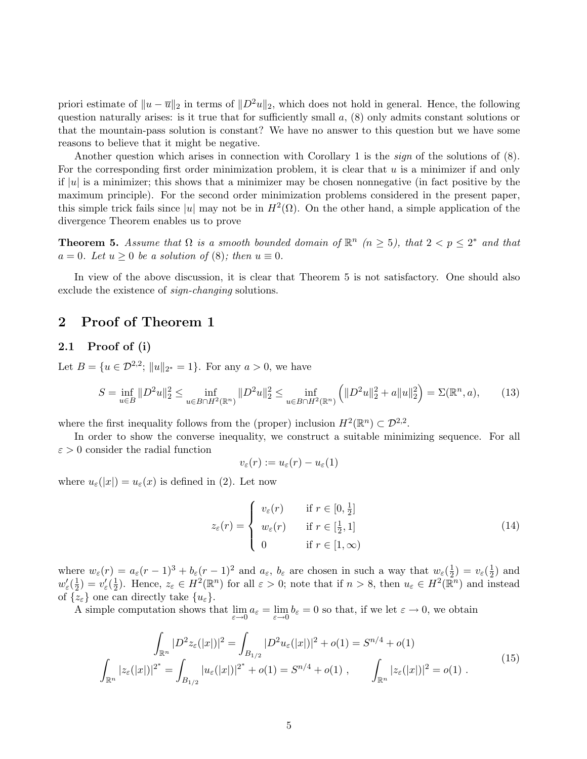priori estimate of $\|u - \overline{u}\|_2$ in terms of $\|D^2 u\|_2$, which does not hold in general. Hence, the following question naturally arises: is it true that for sufficiently small $a$, (8) only admits constant solutions or that the mountain-pass solution is constant? We have no answer to this question but we have some reasons to believe that it might be negative.

Another question which arises in connection with Corollary 1 is the *sign* of the solutions of (8). For the corresponding first order minimization problem, it is clear that $u$ is a minimizer if and only if $|u|$ is a minimizer; this shows that a minimizer may be chosen nonnegative (in fact positive by the maximum principle). For the second order minimization problems considered in the present paper, this simple trick fails since $|u|$ may not be in $H^2(\Omega)$. On the other hand, a simple application of the divergence Theorem enables us to prove

**Theorem 5.** *Assume that $\Omega$ is a smooth bounded domain of $\mathbb{R}^n$ ($n \geq 5$), that $2 < p \leq 2^*$ and that $a = 0$. Let $u \geq 0$ be a solution of (8); then $u \equiv 0$.*

In view of the above discussion, it is clear that Theorem 5 is not satisfactory. One should also exclude the existence of *sign-changing* solutions.

## 2 Proof of Theorem 1

### 2.1 Proof of (i)

Let $B = \{u \in \mathcal{D}^{2,2};\ \|u\|_{2^*} = 1\}$. For any $a > 0$, we have

$$S = \inf_{u \in B} \|D^2 u\|_2^2 \leq \inf_{u \in B \cap H^2(\mathbb{R}^n)} \|D^2 u\|_2^2 \leq \inf_{u \in B \cap H^2(\mathbb{R}^n)} \left( \|D^2 u\|_2^2 + a\|u\|_2^2 \right) = \Sigma(\mathbb{R}^n, a), \tag{13}$$

where the first inequality follows from the (proper) inclusion $H^2(\mathbb{R}^n) \subset \mathcal{D}^{2,2}$.

In order to show the converse inequality, we construct a suitable minimizing sequence. For all $\varepsilon > 0$ consider the radial function

$$v_\varepsilon(r) := u_\varepsilon(r) - u_\varepsilon(1)$$

where $u_\varepsilon(|x|) = u_\varepsilon(x)$ is defined in (2). Let now

$$z_\varepsilon(r) = \begin{cases} v_\varepsilon(r) & \text{if } r \in [0, \frac{1}{2}] \\ w_\varepsilon(r) & \text{if } r \in [\frac{1}{2}, 1] \\ 0 & \text{if } r \in [1, \infty) \end{cases} \tag{14}$$

where $w_\varepsilon(r) = a_\varepsilon(r-1)^3 + b_\varepsilon(r-1)^2$ and $a_\varepsilon$, $b_\varepsilon$ are chosen in such a way that $w_\varepsilon(\frac{1}{2}) = v_\varepsilon(\frac{1}{2})$ and $w'_\varepsilon(\frac{1}{2}) = v'_\varepsilon(\frac{1}{2})$. Hence, $z_\varepsilon \in H^2(\mathbb{R}^n)$ for all $\varepsilon > 0$; note that if $n > 8$, then $u_\varepsilon \in H^2(\mathbb{R}^n)$ and instead of $\{z_\varepsilon\}$ one can directly take $\{u_\varepsilon\}$.

A simple computation shows that $\lim\limits_{\varepsilon \to 0} a_\varepsilon = \lim\limits_{\varepsilon \to 0} b_\varepsilon = 0$ so that, if we let $\varepsilon \to 0$, we obtain

$$\begin{gathered} \int_{\mathbb{R}^n} |D^2 z_\varepsilon(|x|)|^2 = \int_{B_{1/2}} |D^2 u_\varepsilon(|x|)|^2 + o(1) = S^{n/4} + o(1) \\ \int_{\mathbb{R}^n} |z_\varepsilon(|x|)|^{2^*} = \int_{B_{1/2}} |u_\varepsilon(|x|)|^{2^*} + o(1) = S^{n/4} + o(1)\ , \qquad \int_{\mathbb{R}^n} |z_\varepsilon(|x|)|^2 = o(1)\ . \end{gathered} \tag{15}$$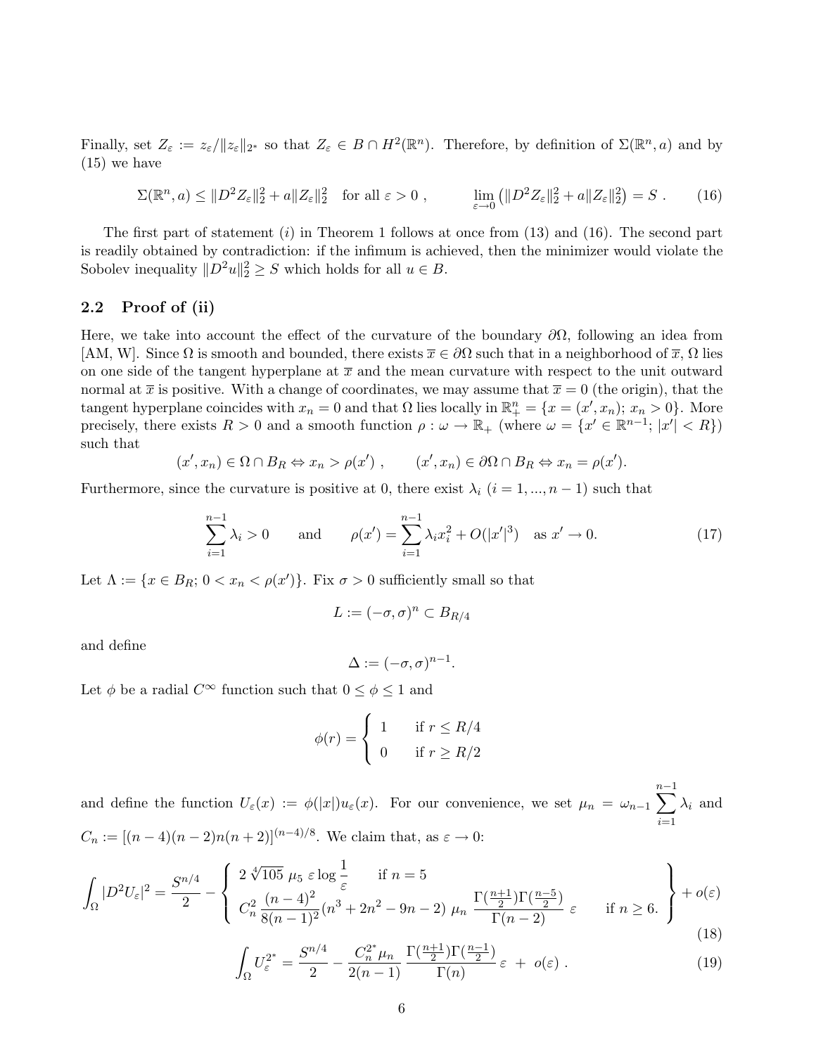Finally, set $Z_\varepsilon := z_\varepsilon/\|z_\varepsilon\|_{2^*}$ so that $Z_\varepsilon \in B \cap H^2(\mathbb{R}^n)$. Therefore, by definition of $\Sigma(\mathbb{R}^n, a)$ and by (15) we have

$$\Sigma(\mathbb{R}^n, a) \le \|D^2 Z_\varepsilon\|_2^2 + a\|Z_\varepsilon\|_2^2 \quad \text{for all } \varepsilon > 0 \ , \qquad \lim_{\varepsilon \to 0} \left(\|D^2 Z_\varepsilon\|_2^2 + a\|Z_\varepsilon\|_2^2\right) = S \ . \tag{16}$$

The first part of statement $(i)$ in Theorem 1 follows at once from (13) and (16). The second part is readily obtained by contradiction: if the infimum is achieved, then the minimizer would violate the Sobolev inequality $\|D^2 u\|_2^2 \ge S$ which holds for all $u \in B$.

## 2.2 Proof of (ii)

Here, we take into account the effect of the curvature of the boundary $\partial\Omega$, following an idea from [AM, W]. Since $\Omega$ is smooth and bounded, there exists $\overline{x} \in \partial\Omega$ such that in a neighborhood of $\overline{x}$, $\Omega$ lies on one side of the tangent hyperplane at $\overline{x}$ and the mean curvature with respect to the unit outward normal at $\overline{x}$ is positive. With a change of coordinates, we may assume that $\overline{x} = 0$ (the origin), that the tangent hyperplane coincides with $x_n = 0$ and that $\Omega$ lies locally in $\mathbb{R}^n_+ = \{x = (x', x_n);\ x_n > 0\}$. More precisely, there exists $R > 0$ and a smooth function $\rho : \omega \to \mathbb{R}_+$ (where $\omega = \{x' \in \mathbb{R}^{n-1};\ |x'| < R\}$) such that

$$(x', x_n) \in \Omega \cap B_R \Leftrightarrow x_n > \rho(x') \ , \qquad (x', x_n) \in \partial\Omega \cap B_R \Leftrightarrow x_n = \rho(x').$$

Furthermore, since the curvature is positive at 0, there exist $\lambda_i$ $(i = 1, ..., n-1)$ such that

$$\sum_{i=1}^{n-1} \lambda_i > 0 \qquad \text{and} \qquad \rho(x') = \sum_{i=1}^{n-1} \lambda_i x_i^2 + O(|x'|^3) \quad \text{as } x' \to 0. \tag{17}$$

Let $\Lambda := \{x \in B_R;\ 0 < x_n < \rho(x')\}$. Fix $\sigma > 0$ sufficiently small so that

$$L := (-\sigma, \sigma)^n \subset B_{R/4}$$

and define

$$\Delta := (-\sigma, \sigma)^{n-1}.$$

Let $\phi$ be a radial $C^\infty$ function such that $0 \le \phi \le 1$ and

$$\phi(r) = \begin{cases} 1 & \text{if } r \le R/4 \\ 0 & \text{if } r \ge R/2 \end{cases}$$

and define the function $U_\varepsilon(x) := \phi(|x|) u_\varepsilon(x)$. For our convenience, we set $\mu_n = \omega_{n-1} \sum_{i=1}^{n-1} \lambda_i$ and $C_n := [(n-4)(n-2)n(n+2)]^{(n-4)/8}$. We claim that, as $\varepsilon \to 0$:

$$\int_\Omega |D^2 U_\varepsilon|^2 = \frac{S^{n/4}}{2} - \left\{ \begin{array}{ll} 2\sqrt[4]{105}\ \mu_5\ \varepsilon \log \dfrac{1}{\varepsilon} & \text{if } n = 5 \\ C_n^2 \dfrac{(n-4)^2}{8(n-1)^2}(n^3 + 2n^2 - 9n - 2)\ \mu_n\ \dfrac{\Gamma(\frac{n+1}{2})\Gamma(\frac{n-5}{2})}{\Gamma(n-2)}\ \varepsilon & \text{if } n \ge 6. \end{array} \right\} + o(\varepsilon) \tag{18}$$

$$\int_\Omega U_\varepsilon^{2^*} = \frac{S^{n/4}}{2} - \frac{C_n^{2^*} \mu_n}{2(n-1)} \frac{\Gamma(\frac{n+1}{2})\Gamma(\frac{n-1}{2})}{\Gamma(n)}\, \varepsilon \ + \ o(\varepsilon) \ . \tag{19}$$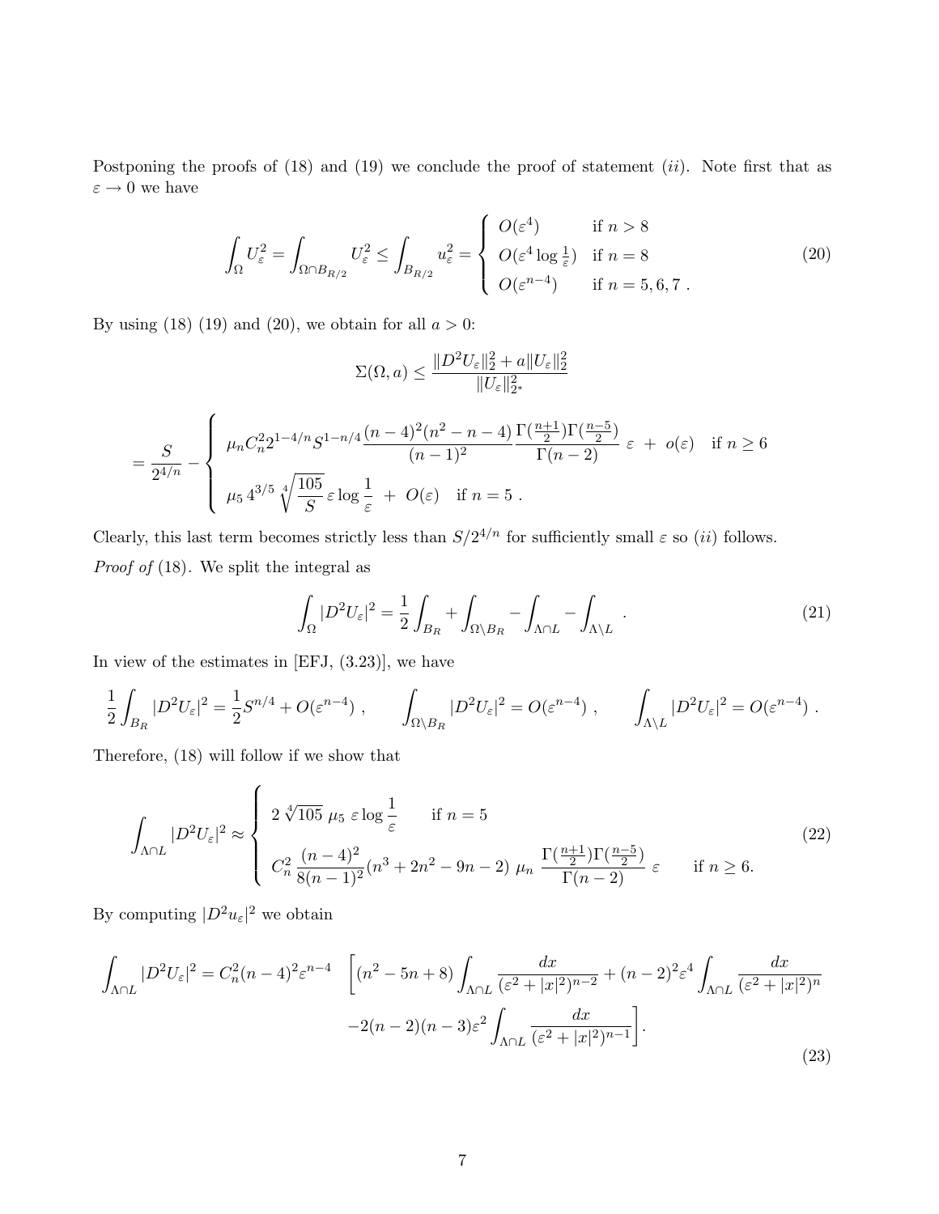Postponing the proofs of (18) and (19) we conclude the proof of statement $(ii)$. Note first that as $\varepsilon \to 0$ we have

$$\int_\Omega U_\varepsilon^2 = \int_{\Omega \cap B_{R/2}} U_\varepsilon^2 \le \int_{B_{R/2}} u_\varepsilon^2 = \begin{cases} O(\varepsilon^4) & \text{if } n > 8 \\ O(\varepsilon^4 \log \frac{1}{\varepsilon}) & \text{if } n = 8 \\ O(\varepsilon^{n-4}) & \text{if } n = 5, 6, 7 \ . \end{cases} \tag{20}$$

By using (18) (19) and (20), we obtain for all $a > 0$:

$$\Sigma(\Omega, a) \le \frac{\|D^2 U_\varepsilon\|_2^2 + a\|U_\varepsilon\|_2^2}{\|U_\varepsilon\|_{2^*}^2}$$

$$= \frac{S}{2^{4/n}} - \begin{cases} \mu_n C_n^2 2^{1-4/n} S^{1-n/4} \dfrac{(n-4)^2(n^2-n-4)}{(n-1)^2} \dfrac{\Gamma(\frac{n+1}{2})\Gamma(\frac{n-5}{2})}{\Gamma(n-2)} \ \varepsilon \ + \ o(\varepsilon) & \text{if } n \ge 6 \\ \mu_5 \, 4^{3/5} \sqrt[4]{\dfrac{105}{S}} \, \varepsilon \log \dfrac{1}{\varepsilon} \ + \ O(\varepsilon) & \text{if } n = 5 \ . \end{cases}$$

Clearly, this last term becomes strictly less than $S/2^{4/n}$ for sufficiently small $\varepsilon$ so $(ii)$ follows.

*Proof of* (18). We split the integral as

$$\int_\Omega |D^2 U_\varepsilon|^2 = \frac{1}{2}\int_{B_R} + \int_{\Omega \setminus B_R} - \int_{\Lambda \cap L} - \int_{\Lambda \setminus L} \ . \tag{21}$$

In view of the estimates in [EFJ, (3.23)], we have

$$\frac{1}{2}\int_{B_R} |D^2 U_\varepsilon|^2 = \frac{1}{2} S^{n/4} + O(\varepsilon^{n-4}) \ , \qquad \int_{\Omega \setminus B_R} |D^2 U_\varepsilon|^2 = O(\varepsilon^{n-4}) \ , \qquad \int_{\Lambda \setminus L} |D^2 U_\varepsilon|^2 = O(\varepsilon^{n-4}) \ .$$

Therefore, (18) will follow if we show that

$$\int_{\Lambda \cap L} |D^2 U_\varepsilon|^2 \approx \begin{cases} 2\sqrt[4]{105} \ \mu_5 \ \varepsilon \log \dfrac{1}{\varepsilon} & \text{if } n = 5 \\ C_n^2 \ \dfrac{(n-4)^2}{8(n-1)^2}(n^3 + 2n^2 - 9n - 2) \ \mu_n \ \dfrac{\Gamma(\frac{n+1}{2})\Gamma(\frac{n-5}{2})}{\Gamma(n-2)} \ \varepsilon & \text{if } n \ge 6. \end{cases} \tag{22}$$

By computing $|D^2 u_\varepsilon|^2$ we obtain

$$\int_{\Lambda \cap L} |D^2 U_\varepsilon|^2 = C_n^2 (n-4)^2 \varepsilon^{n-4} \quad \left[ (n^2 - 5n + 8) \int_{\Lambda \cap L} \frac{dx}{(\varepsilon^2 + |x|^2)^{n-2}} + (n-2)^2 \varepsilon^4 \int_{\Lambda \cap L} \frac{dx}{(\varepsilon^2 + |x|^2)^n} \right.$$
$$\left. -2(n-2)(n-3)\varepsilon^2 \int_{\Lambda \cap L} \frac{dx}{(\varepsilon^2 + |x|^2)^{n-1}} \right]. \tag{23}$$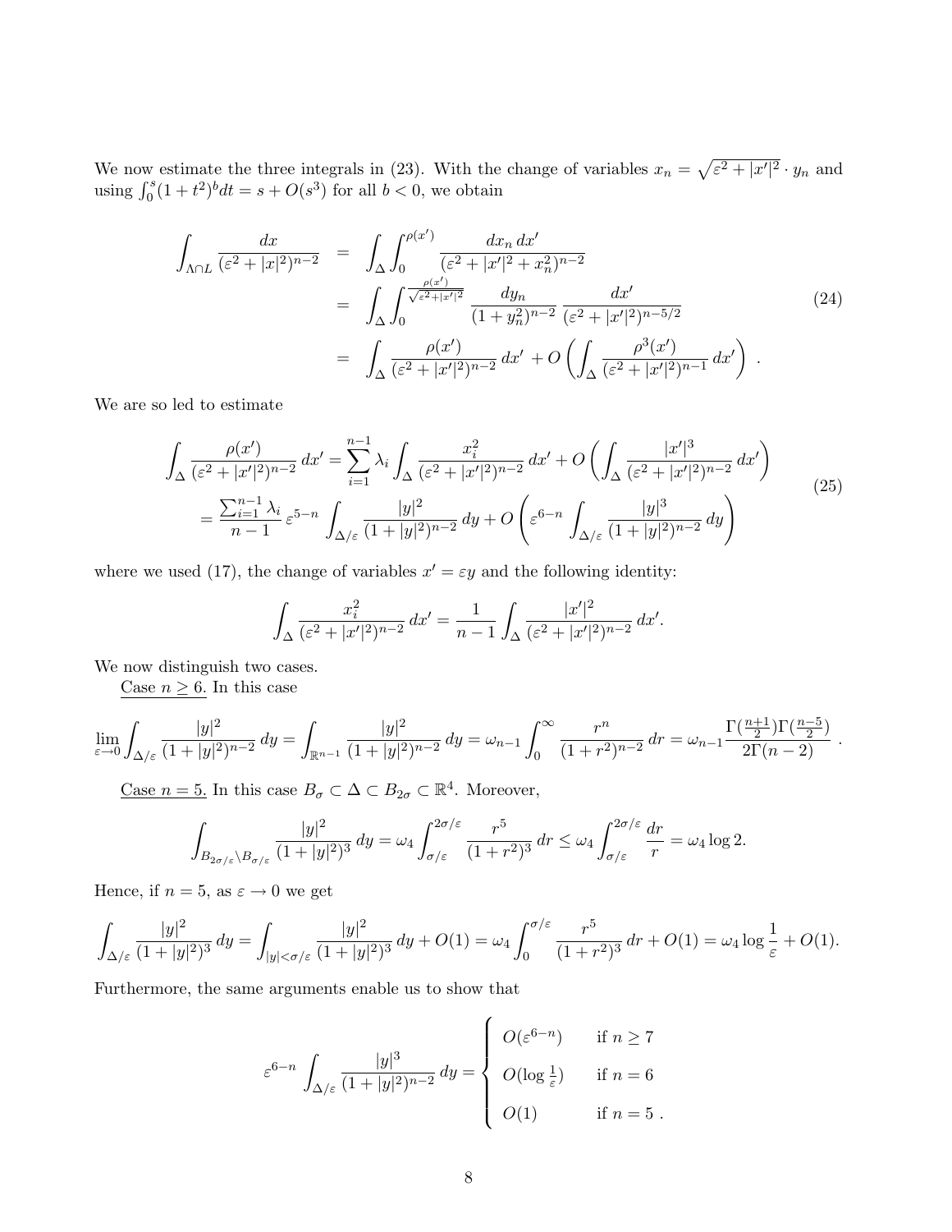We now estimate the three integrals in (23). With the change of variables $x_n = \sqrt{\varepsilon^2 + |x'|^2} \cdot y_n$ and using $\int_0^s (1+t^2)^b dt = s + O(s^3)$ for all $b < 0$, we obtain

$$
\begin{aligned}
\int_{\Lambda \cap L} \frac{dx}{(\varepsilon^2 + |x|^2)^{n-2}} &= \int_\Delta \int_0^{\rho(x')} \frac{dx_n \, dx'}{(\varepsilon^2 + |x'|^2 + x_n^2)^{n-2}} \\
&= \int_\Delta \int_0^{\frac{\rho(x')}{\sqrt{\varepsilon^2 + |x'|^2}}} \frac{dy_n}{(1+y_n^2)^{n-2}} \frac{dx'}{(\varepsilon^2 + |x'|^2)^{n-5/2}} \\
&= \int_\Delta \frac{\rho(x')}{(\varepsilon^2 + |x'|^2)^{n-2}} \, dx' + O\left( \int_\Delta \frac{\rho^3(x')}{(\varepsilon^2 + |x'|^2)^{n-1}} \, dx' \right) .
\end{aligned}
\tag{24}
$$

We are so led to estimate

$$
\begin{aligned}
\int_\Delta \frac{\rho(x')}{(\varepsilon^2 + |x'|^2)^{n-2}} \, dx' &= \sum_{i=1}^{n-1} \lambda_i \int_\Delta \frac{x_i^2}{(\varepsilon^2 + |x'|^2)^{n-2}} \, dx' + O\left( \int_\Delta \frac{|x'|^3}{(\varepsilon^2 + |x'|^2)^{n-2}} \, dx' \right) \\
&= \frac{\sum_{i=1}^{n-1} \lambda_i}{n-1} \, \varepsilon^{5-n} \int_{\Delta/\varepsilon} \frac{|y|^2}{(1+|y|^2)^{n-2}} \, dy + O\left( \varepsilon^{6-n} \int_{\Delta/\varepsilon} \frac{|y|^3}{(1+|y|^2)^{n-2}} \, dy \right)
\end{aligned}
\tag{25}
$$

where we used (17), the change of variables $x' = \varepsilon y$ and the following identity:

$$
\int_\Delta \frac{x_i^2}{(\varepsilon^2 + |x'|^2)^{n-2}} \, dx' = \frac{1}{n-1} \int_\Delta \frac{|x'|^2}{(\varepsilon^2 + |x'|^2)^{n-2}} \, dx'.
$$

We now distinguish two cases.

Case $n \geq 6$. In this case

$$
\lim_{\varepsilon \to 0} \int_{\Delta/\varepsilon} \frac{|y|^2}{(1+|y|^2)^{n-2}} \, dy = \int_{\mathbb{R}^{n-1}} \frac{|y|^2}{(1+|y|^2)^{n-2}} \, dy = \omega_{n-1} \int_0^\infty \frac{r^n}{(1+r^2)^{n-2}} \, dr = \omega_{n-1} \frac{\Gamma(\frac{n+1}{2})\Gamma(\frac{n-5}{2})}{2\Gamma(n-2)} .
$$

Case $n = 5$. In this case $B_\sigma \subset \Delta \subset B_{2\sigma} \subset \mathbb{R}^4$. Moreover,

$$
\int_{B_{2\sigma/\varepsilon} \setminus B_{\sigma/\varepsilon}} \frac{|y|^2}{(1+|y|^2)^3} \, dy = \omega_4 \int_{\sigma/\varepsilon}^{2\sigma/\varepsilon} \frac{r^5}{(1+r^2)^3} \, dr \leq \omega_4 \int_{\sigma/\varepsilon}^{2\sigma/\varepsilon} \frac{dr}{r} = \omega_4 \log 2.
$$

Hence, if $n = 5$, as $\varepsilon \to 0$ we get

$$
\int_{\Delta/\varepsilon} \frac{|y|^2}{(1+|y|^2)^3} \, dy = \int_{|y| < \sigma/\varepsilon} \frac{|y|^2}{(1+|y|^2)^3} \, dy + O(1) = \omega_4 \int_0^{\sigma/\varepsilon} \frac{r^5}{(1+r^2)^3} \, dr + O(1) = \omega_4 \log \frac{1}{\varepsilon} + O(1).
$$

Furthermore, the same arguments enable us to show that

$$
\varepsilon^{6-n} \int_{\Delta/\varepsilon} \frac{|y|^3}{(1+|y|^2)^{n-2}} \, dy = \begin{cases} O(\varepsilon^{6-n}) & \text{if } n \geq 7 \\ O(\log \frac{1}{\varepsilon}) & \text{if } n = 6 \\ O(1) & \text{if } n = 5 \, . \end{cases}
$$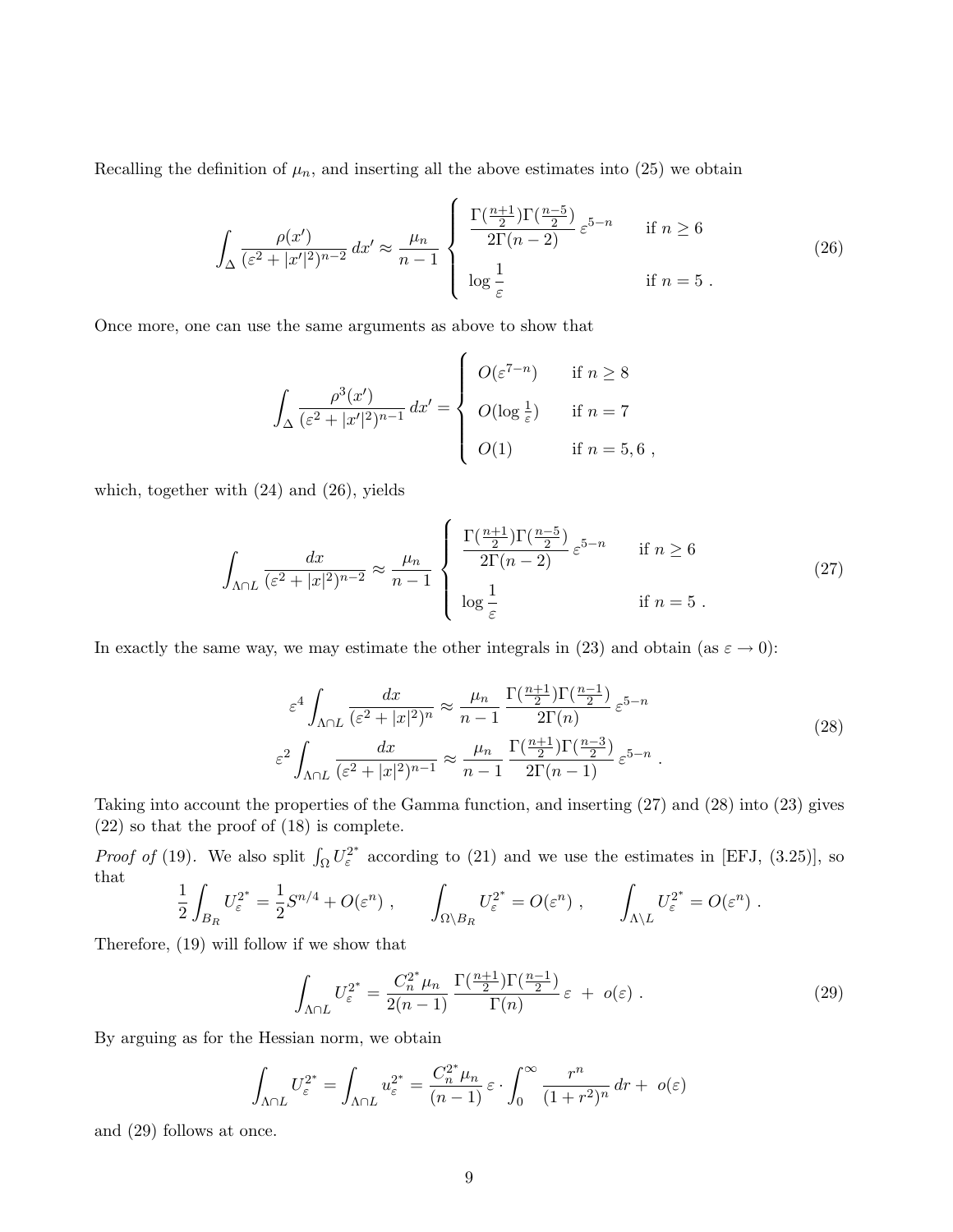Recalling the definition of $\mu_n$, and inserting all the above estimates into (25) we obtain

$$\int_\Delta \frac{\rho(x')}{(\varepsilon^2+|x'|^2)^{n-2}}\,dx' \approx \frac{\mu_n}{n-1}\left\{\begin{array}{ll} \dfrac{\Gamma(\frac{n+1}{2})\Gamma(\frac{n-5}{2})}{2\Gamma(n-2)}\,\varepsilon^{5-n} & \text{if } n\ge 6 \\[2ex] \log\dfrac{1}{\varepsilon} & \text{if } n=5\ . \end{array}\right. \tag{26}$$

Once more, one can use the same arguments as above to show that

$$\int_\Delta \frac{\rho^3(x')}{(\varepsilon^2+|x'|^2)^{n-1}}\,dx' = \left\{\begin{array}{ll} O(\varepsilon^{7-n}) & \text{if } n\ge 8 \\ O(\log\frac{1}{\varepsilon}) & \text{if } n=7 \\ O(1) & \text{if } n=5,6\ , \end{array}\right.$$

which, together with (24) and (26), yields

$$\int_{\Lambda\cap L} \frac{dx}{(\varepsilon^2+|x|^2)^{n-2}} \approx \frac{\mu_n}{n-1}\left\{\begin{array}{ll} \dfrac{\Gamma(\frac{n+1}{2})\Gamma(\frac{n-5}{2})}{2\Gamma(n-2)}\,\varepsilon^{5-n} & \text{if } n\ge 6 \\[2ex] \log\dfrac{1}{\varepsilon} & \text{if } n=5\ . \end{array}\right. \tag{27}$$

In exactly the same way, we may estimate the other integrals in (23) and obtain (as $\varepsilon\to 0$):

$$\begin{aligned} \varepsilon^4\int_{\Lambda\cap L}\frac{dx}{(\varepsilon^2+|x|^2)^n} &\approx \frac{\mu_n}{n-1}\,\frac{\Gamma(\frac{n+1}{2})\Gamma(\frac{n-1}{2})}{2\Gamma(n)}\,\varepsilon^{5-n} \\ \varepsilon^2\int_{\Lambda\cap L}\frac{dx}{(\varepsilon^2+|x|^2)^{n-1}} &\approx \frac{\mu_n}{n-1}\,\frac{\Gamma(\frac{n+1}{2})\Gamma(\frac{n-3}{2})}{2\Gamma(n-1)}\,\varepsilon^{5-n}\ . \end{aligned} \tag{28}$$

Taking into account the properties of the Gamma function, and inserting (27) and (28) into (23) gives (22) so that the proof of (18) is complete.

*Proof of* (19). We also split $\int_\Omega U_\varepsilon^{2^*}$ according to (21) and we use the estimates in [EFJ, (3.25)], so that

$$\frac{1}{2}\int_{B_R} U_\varepsilon^{2^*} = \frac{1}{2}S^{n/4}+O(\varepsilon^n)\ ,\qquad \int_{\Omega\setminus B_R} U_\varepsilon^{2^*} = O(\varepsilon^n)\ ,\qquad \int_{\Lambda\setminus L} U_\varepsilon^{2^*} = O(\varepsilon^n)\ .$$

Therefore, (19) will follow if we show that

$$\int_{\Lambda\cap L} U_\varepsilon^{2^*} = \frac{C_n^{2^*}\mu_n}{2(n-1)}\,\frac{\Gamma(\frac{n+1}{2})\Gamma(\frac{n-1}{2})}{\Gamma(n)}\,\varepsilon\ +\ o(\varepsilon)\ . \tag{29}$$

By arguing as for the Hessian norm, we obtain

$$\int_{\Lambda\cap L} U_\varepsilon^{2^*} = \int_{\Lambda\cap L} u_\varepsilon^{2^*} = \frac{C_n^{2^*}\mu_n}{(n-1)}\,\varepsilon\cdot\int_0^\infty \frac{r^n}{(1+r^2)^n}\,dr +\ o(\varepsilon)$$

and (29) follows at once.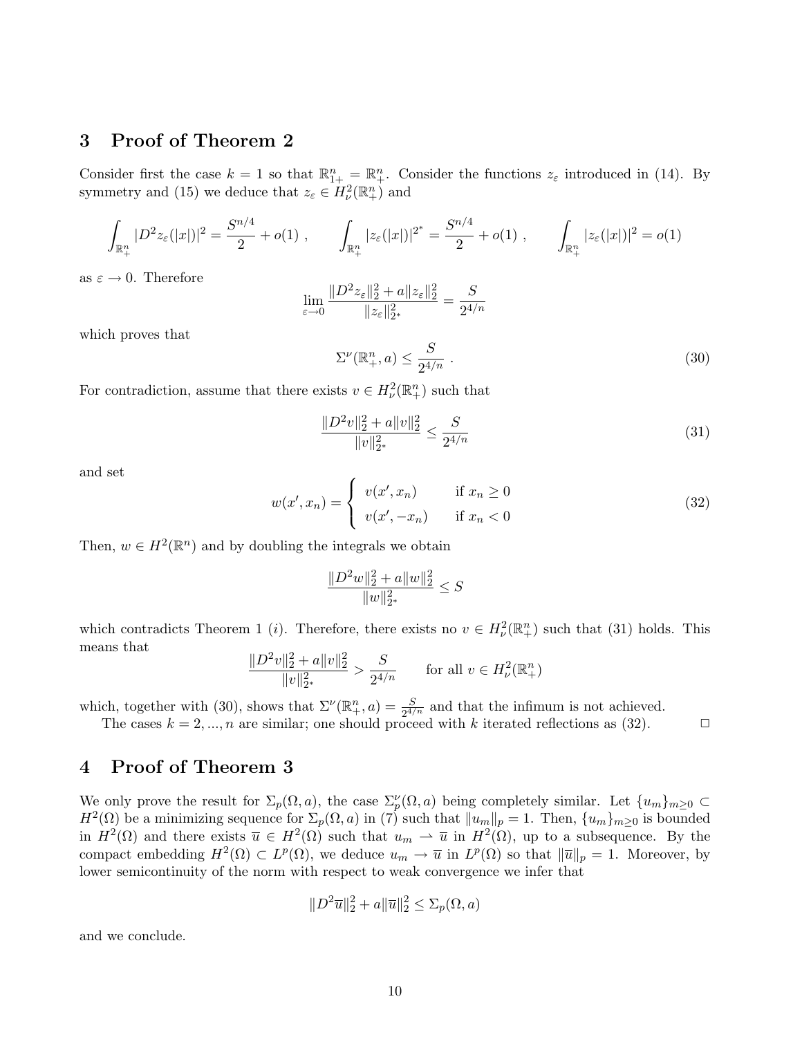## 3 Proof of Theorem 2

Consider first the case $k = 1$ so that $\mathbb{R}^n_{1+} = \mathbb{R}^n_+$. Consider the functions $z_\varepsilon$ introduced in (14). By symmetry and (15) we deduce that $z_\varepsilon \in H^2_\nu(\mathbb{R}^n_+)$ and

$$\int_{\mathbb{R}^n_+} |D^2 z_\varepsilon(|x|)|^2 = \frac{S^{n/4}}{2} + o(1) \ , \qquad \int_{\mathbb{R}^n_+} |z_\varepsilon(|x|)|^{2^*} = \frac{S^{n/4}}{2} + o(1) \ , \qquad \int_{\mathbb{R}^n_+} |z_\varepsilon(|x|)|^2 = o(1)$$

as $\varepsilon \to 0$. Therefore

$$\lim_{\varepsilon \to 0} \frac{\|D^2 z_\varepsilon\|_2^2 + a\|z_\varepsilon\|_2^2}{\|z_\varepsilon\|_{2^*}^2} = \frac{S}{2^{4/n}}$$

which proves that

$$\Sigma^\nu(\mathbb{R}^n_+, a) \leq \frac{S}{2^{4/n}} \ . \tag{30}$$

For contradiction, assume that there exists $v \in H^2_\nu(\mathbb{R}^n_+)$ such that

$$\frac{\|D^2 v\|_2^2 + a\|v\|_2^2}{\|v\|_{2^*}^2} \leq \frac{S}{2^{4/n}} \tag{31}$$

and set

$$w(x', x_n) = \begin{cases} v(x', x_n) & \text{if } x_n \geq 0 \\ v(x', -x_n) & \text{if } x_n < 0 \end{cases} \tag{32}$$

Then, $w \in H^2(\mathbb{R}^n)$ and by doubling the integrals we obtain

$$\frac{\|D^2 w\|_2^2 + a\|w\|_2^2}{\|w\|_{2^*}^2} \leq S$$

which contradicts Theorem 1 $(i)$. Therefore, there exists no $v \in H^2_\nu(\mathbb{R}^n_+)$ such that (31) holds. This means that

$$\frac{\|D^2 v\|_2^2 + a\|v\|_2^2}{\|v\|_{2^*}^2} > \frac{S}{2^{4/n}} \qquad \text{for all } v \in H^2_\nu(\mathbb{R}^n_+)$$

which, together with (30), shows that $\Sigma^\nu(\mathbb{R}^n_+, a) = \frac{S}{2^{4/n}}$ and that the infimum is not achieved.

The cases $k = 2, ..., n$ are similar; one should proceed with $k$ iterated reflections as (32). □

## 4 Proof of Theorem 3

We only prove the result for $\Sigma_p(\Omega, a)$, the case $\Sigma_p^\nu(\Omega, a)$ being completely similar. Let $\{u_m\}_{m \geq 0} \subset H^2(\Omega)$ be a minimizing sequence for $\Sigma_p(\Omega, a)$ in (7) such that $\|u_m\|_p = 1$. Then, $\{u_m\}_{m \geq 0}$ is bounded in $H^2(\Omega)$ and there exists $\overline{u} \in H^2(\Omega)$ such that $u_m \rightharpoonup \overline{u}$ in $H^2(\Omega)$, up to a subsequence. By the compact embedding $H^2(\Omega) \subset L^p(\Omega)$, we deduce $u_m \to \overline{u}$ in $L^p(\Omega)$ so that $\|\overline{u}\|_p = 1$. Moreover, by lower semicontinuity of the norm with respect to weak convergence we infer that

$$\|D^2 \overline{u}\|_2^2 + a\|\overline{u}\|_2^2 \leq \Sigma_p(\Omega, a)$$

and we conclude.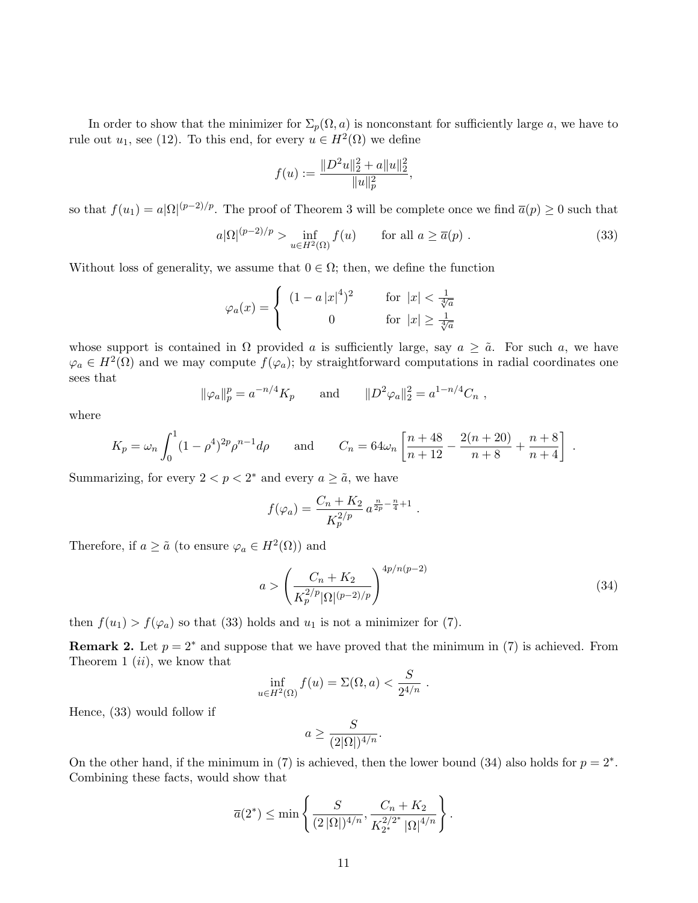In order to show that the minimizer for $\Sigma_p(\Omega, a)$ is nonconstant for sufficiently large $a$, we have to rule out $u_1$, see (12). To this end, for every $u \in H^2(\Omega)$ we define

$$
f(u) := \frac{\|D^2 u\|_2^2 + a\|u\|_2^2}{\|u\|_p^2},
$$

so that $f(u_1) = a|\Omega|^{(p-2)/p}$. The proof of Theorem 3 will be complete once we find $\overline{a}(p) \geq 0$ such that

$$
a|\Omega|^{(p-2)/p} > \inf_{u \in H^2(\Omega)} f(u) \qquad \text{for all } a \geq \overline{a}(p) \ . \tag{33}
$$

Without loss of generality, we assume that $0 \in \Omega$; then, we define the function

$$
\varphi_a(x) = \begin{cases} (1 - a\,|x|^4)^2 & \text{for } |x| < \frac{1}{\sqrt[4]{a}} \\ 0 & \text{for } |x| \geq \frac{1}{\sqrt[4]{a}} \end{cases}
$$

whose support is contained in $\Omega$ provided $a$ is sufficiently large, say $a \geq \tilde{a}$. For such $a$, we have $\varphi_a \in H^2(\Omega)$ and we may compute $f(\varphi_a)$; by straightforward computations in radial coordinates one sees that

$$
\|\varphi_a\|_p^p = a^{-n/4} K_p \qquad \text{and} \qquad \|D^2 \varphi_a\|_2^2 = a^{1-n/4} C_n \ ,
$$

where

$$
K_p = \omega_n \int_0^1 (1-\rho^4)^{2p} \rho^{n-1} d\rho \qquad \text{and} \qquad C_n = 64\omega_n \left[ \frac{n+48}{n+12} - \frac{2(n+20)}{n+8} + \frac{n+8}{n+4} \right] \ .
$$

Summarizing, for every $2 < p < 2^*$ and every $a \geq \tilde{a}$, we have

$$
f(\varphi_a) = \frac{C_n + K_2}{K_p^{2/p}}\, a^{\frac{n}{2p} - \frac{n}{4} + 1} \ .
$$

Therefore, if $a \geq \tilde{a}$ (to ensure $\varphi_a \in H^2(\Omega)$) and

$$
a > \left( \frac{C_n + K_2}{K_p^{2/p} |\Omega|^{(p-2)/p}} \right)^{4p/n(p-2)} \tag{34}
$$

then $f(u_1) > f(\varphi_a)$ so that (33) holds and $u_1$ is not a minimizer for (7).

**Remark 2.** Let $p = 2^*$ and suppose that we have proved that the minimum in (7) is achieved. From Theorem 1 $(ii)$, we know that

$$
\inf_{u \in H^2(\Omega)} f(u) = \Sigma(\Omega, a) < \frac{S}{2^{4/n}} \ .
$$

Hence, (33) would follow if

$$
a \geq \frac{S}{(2|\Omega|)^{4/n}}.
$$

On the other hand, if the minimum in (7) is achieved, then the lower bound (34) also holds for $p = 2^*$. Combining these facts, would show that

$$
\overline{a}(2^*) \leq \min \left\{ \frac{S}{(2\,|\Omega|)^{4/n}}, \frac{C_n + K_2}{K_{2^*}^{2/2^*}\, |\Omega|^{4/n}} \right\}.
$$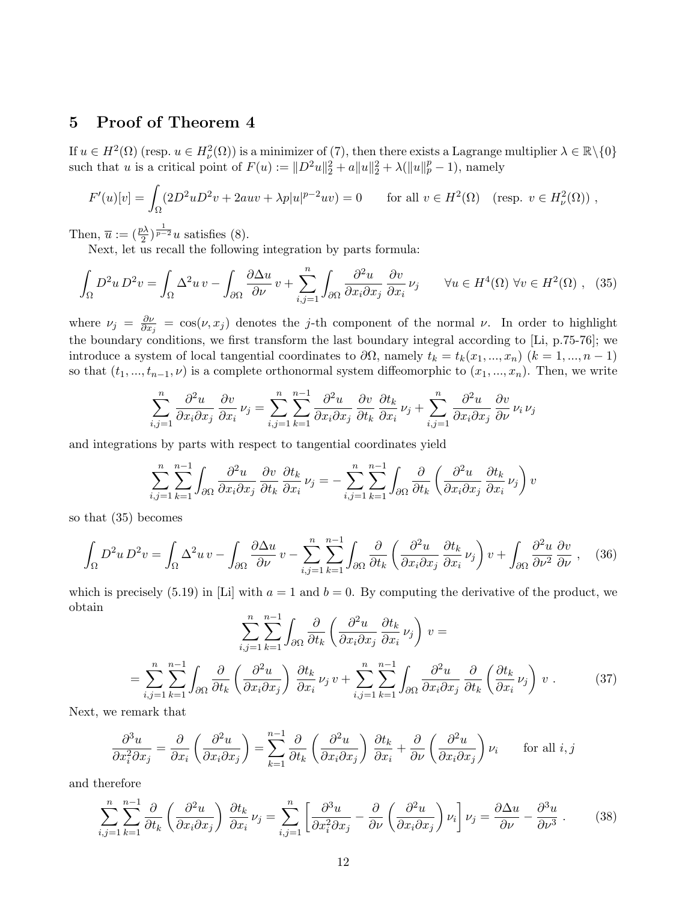## 5 Proof of Theorem 4

If $u \in H^2(\Omega)$ (resp. $u \in H^2_\nu(\Omega)$) is a minimizer of (7), then there exists a Lagrange multiplier $\lambda \in \mathbb{R}\backslash\{0\}$ such that $u$ is a critical point of $F(u) := \|D^2u\|_2^2 + a\|u\|_2^2 + \lambda(\|u\|_p^p - 1)$, namely

$$F'(u)[v] = \int_\Omega (2D^2uD^2v + 2auv + \lambda p|u|^{p-2}uv) = 0 \qquad \text{for all } v \in H^2(\Omega) \quad (\text{resp. } v \in H^2_\nu(\Omega)) \ ,$$

Then, $\overline{u} := (\frac{p\lambda}{2})^{\frac{1}{p-2}}u$ satisfies (8).

Next, let us recall the following integration by parts formula:

$$\int_\Omega D^2u\, D^2v = \int_\Omega \Delta^2 u\, v - \int_{\partial\Omega} \frac{\partial \Delta u}{\partial \nu}\, v + \sum_{i,j=1}^n \int_{\partial\Omega} \frac{\partial^2 u}{\partial x_i \partial x_j}\, \frac{\partial v}{\partial x_i}\, \nu_j \qquad \forall u \in H^4(\Omega)\ \forall v \in H^2(\Omega) \ , \quad (35)$$

where $\nu_j = \frac{\partial \nu}{\partial x_j} = \cos(\nu, x_j)$ denotes the $j$-th component of the normal $\nu$. In order to highlight the boundary conditions, we first transform the last boundary integral according to [Li, p.75-76]; we introduce a system of local tangential coordinates to $\partial\Omega$, namely $t_k = t_k(x_1, ..., x_n)$ $(k = 1, ..., n-1)$ so that $(t_1, ..., t_{n-1}, \nu)$ is a complete orthonormal system diffeomorphic to $(x_1, ..., x_n)$. Then, we write

$$\sum_{i,j=1}^n \frac{\partial^2 u}{\partial x_i \partial x_j}\, \frac{\partial v}{\partial x_i}\, \nu_j = \sum_{i,j=1}^n \sum_{k=1}^{n-1} \frac{\partial^2 u}{\partial x_i \partial x_j}\, \frac{\partial v}{\partial t_k}\, \frac{\partial t_k}{\partial x_i}\, \nu_j + \sum_{i,j=1}^n \frac{\partial^2 u}{\partial x_i \partial x_j}\, \frac{\partial v}{\partial \nu}\, \nu_i\, \nu_j$$

and integrations by parts with respect to tangential coordinates yield

$$\sum_{i,j=1}^n \sum_{k=1}^{n-1} \int_{\partial\Omega} \frac{\partial^2 u}{\partial x_i \partial x_j}\, \frac{\partial v}{\partial t_k}\, \frac{\partial t_k}{\partial x_i}\, \nu_j = -\sum_{i,j=1}^n \sum_{k=1}^{n-1} \int_{\partial\Omega} \frac{\partial}{\partial t_k} \left( \frac{\partial^2 u}{\partial x_i \partial x_j}\, \frac{\partial t_k}{\partial x_i}\, \nu_j \right) v$$

so that (35) becomes

$$\int_\Omega D^2u\, D^2v = \int_\Omega \Delta^2 u\, v - \int_{\partial\Omega} \frac{\partial \Delta u}{\partial \nu}\, v - \sum_{i,j=1}^n \sum_{k=1}^{n-1} \int_{\partial\Omega} \frac{\partial}{\partial t_k} \left( \frac{\partial^2 u}{\partial x_i \partial x_j}\, \frac{\partial t_k}{\partial x_i}\, \nu_j \right) v + \int_{\partial\Omega} \frac{\partial^2 u}{\partial \nu^2}\, \frac{\partial v}{\partial \nu} \ , \quad (36)$$

which is precisely (5.19) in [Li] with $a = 1$ and $b = 0$. By computing the derivative of the product, we obtain

$$\sum_{i,j=1}^n \sum_{k=1}^{n-1} \int_{\partial\Omega} \frac{\partial}{\partial t_k} \left( \frac{\partial^2 u}{\partial x_i \partial x_j}\, \frac{\partial t_k}{\partial x_i}\, \nu_j \right) v =$$

$$= \sum_{i,j=1}^n \sum_{k=1}^{n-1} \int_{\partial\Omega} \frac{\partial}{\partial t_k} \left( \frac{\partial^2 u}{\partial x_i \partial x_j} \right) \frac{\partial t_k}{\partial x_i}\, \nu_j\, v + \sum_{i,j=1}^n \sum_{k=1}^{n-1} \int_{\partial\Omega} \frac{\partial^2 u}{\partial x_i \partial x_j}\, \frac{\partial}{\partial t_k} \left( \frac{\partial t_k}{\partial x_i}\, \nu_j \right) v \ . \quad (37)$$

Next, we remark that

$$\frac{\partial^3 u}{\partial x_i^2 \partial x_j} = \frac{\partial}{\partial x_i} \left( \frac{\partial^2 u}{\partial x_i \partial x_j} \right) = \sum_{k=1}^{n-1} \frac{\partial}{\partial t_k} \left( \frac{\partial^2 u}{\partial x_i \partial x_j} \right) \frac{\partial t_k}{\partial x_i} + \frac{\partial}{\partial \nu} \left( \frac{\partial^2 u}{\partial x_i \partial x_j} \right) \nu_i \qquad \text{for all } i, j$$

and therefore

$$\sum_{i,j=1}^n \sum_{k=1}^{n-1} \frac{\partial}{\partial t_k} \left( \frac{\partial^2 u}{\partial x_i \partial x_j} \right) \frac{\partial t_k}{\partial x_i}\, \nu_j = \sum_{i,j=1}^n \left[ \frac{\partial^3 u}{\partial x_i^2 \partial x_j} - \frac{\partial}{\partial \nu} \left( \frac{\partial^2 u}{\partial x_i \partial x_j} \right) \nu_i \right] \nu_j = \frac{\partial \Delta u}{\partial \nu} - \frac{\partial^3 u}{\partial \nu^3} \ . \quad (38)$$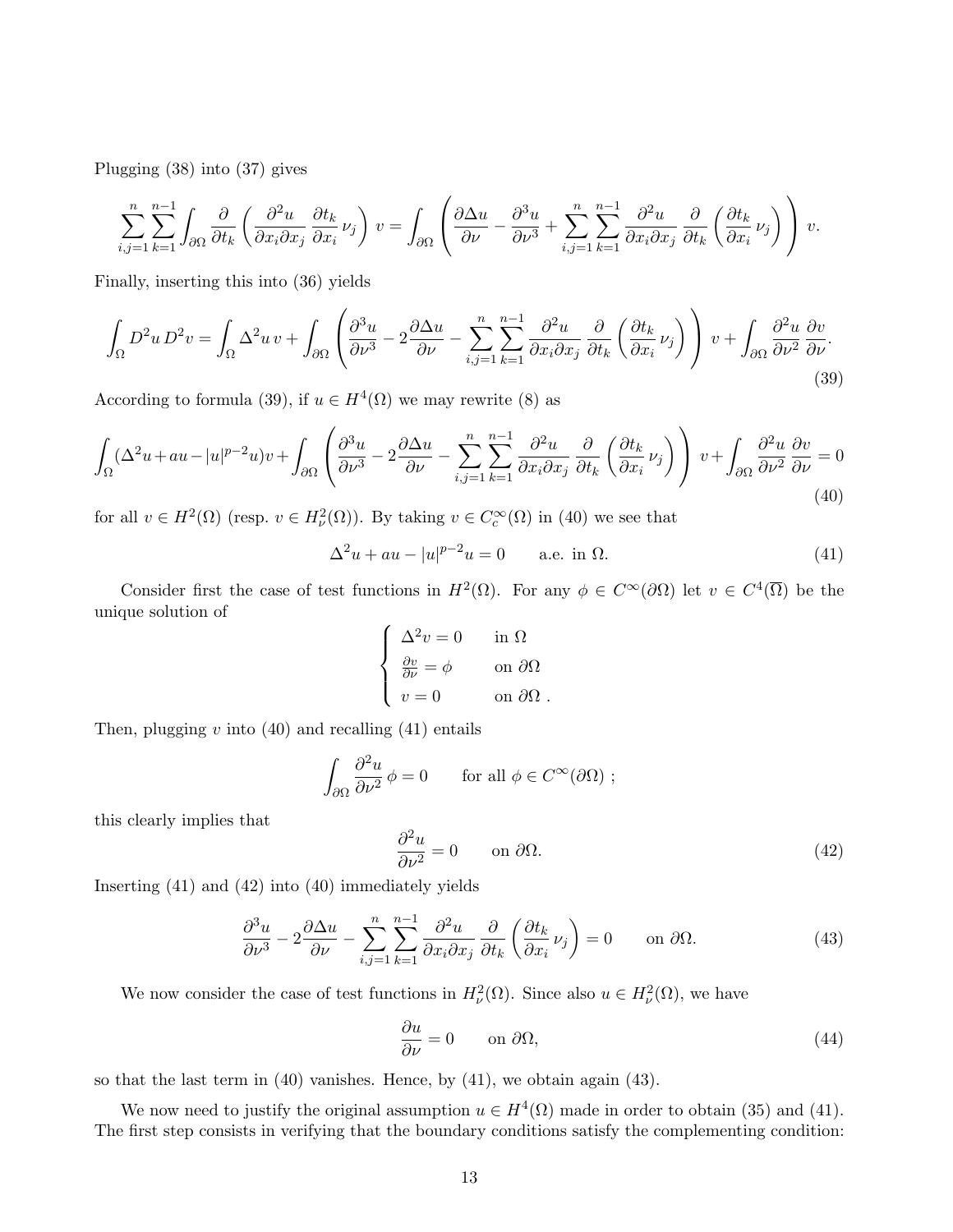Plugging (38) into (37) gives

$$\sum_{i,j=1}^{n}\sum_{k=1}^{n-1}\int_{\partial\Omega}\frac{\partial}{\partial t_k}\left(\frac{\partial^2 u}{\partial x_i\partial x_j}\,\frac{\partial t_k}{\partial x_i}\,\nu_j\right)\,v=\int_{\partial\Omega}\left(\frac{\partial\Delta u}{\partial\nu}-\frac{\partial^3 u}{\partial\nu^3}+\sum_{i,j=1}^{n}\sum_{k=1}^{n-1}\frac{\partial^2 u}{\partial x_i\partial x_j}\,\frac{\partial}{\partial t_k}\left(\frac{\partial t_k}{\partial x_i}\,\nu_j\right)\right)\,v.$$

Finally, inserting this into (36) yields

$$\int_\Omega D^2u\,D^2v=\int_\Omega\Delta^2u\,v+\int_{\partial\Omega}\left(\frac{\partial^3 u}{\partial\nu^3}-2\frac{\partial\Delta u}{\partial\nu}-\sum_{i,j=1}^{n}\sum_{k=1}^{n-1}\frac{\partial^2 u}{\partial x_i\partial x_j}\,\frac{\partial}{\partial t_k}\left(\frac{\partial t_k}{\partial x_i}\,\nu_j\right)\right)\,v+\int_{\partial\Omega}\frac{\partial^2 u}{\partial\nu^2}\,\frac{\partial v}{\partial\nu}. \tag{39}$$

According to formula (39), if $u\in H^4(\Omega)$ we may rewrite (8) as

$$\int_\Omega(\Delta^2u+au-|u|^{p-2}u)v+\int_{\partial\Omega}\left(\frac{\partial^3 u}{\partial\nu^3}-2\frac{\partial\Delta u}{\partial\nu}-\sum_{i,j=1}^{n}\sum_{k=1}^{n-1}\frac{\partial^2 u}{\partial x_i\partial x_j}\,\frac{\partial}{\partial t_k}\left(\frac{\partial t_k}{\partial x_i}\,\nu_j\right)\right)\,v+\int_{\partial\Omega}\frac{\partial^2 u}{\partial\nu^2}\,\frac{\partial v}{\partial\nu}=0 \tag{40}$$

for all $v\in H^2(\Omega)$ (resp. $v\in H^2_\nu(\Omega)$). By taking $v\in C^\infty_c(\Omega)$ in (40) we see that

$$\Delta^2u+au-|u|^{p-2}u=0\qquad\text{a.e. in }\Omega. \tag{41}$$

Consider first the case of test functions in $H^2(\Omega)$. For any $\phi\in C^\infty(\partial\Omega)$ let $v\in C^4(\overline{\Omega})$ be the unique solution of

$$\begin{cases}\Delta^2v=0 & \text{in }\Omega\\ \frac{\partial v}{\partial\nu}=\phi & \text{on }\partial\Omega\\ v=0 & \text{on }\partial\Omega\ .\end{cases}$$

Then, plugging $v$ into (40) and recalling (41) entails

$$\int_{\partial\Omega}\frac{\partial^2 u}{\partial\nu^2}\,\phi=0\qquad\text{for all }\phi\in C^\infty(\partial\Omega)\ ;$$

this clearly implies that

$$\frac{\partial^2 u}{\partial\nu^2}=0\qquad\text{on }\partial\Omega. \tag{42}$$

Inserting (41) and (42) into (40) immediately yields

$$\frac{\partial^3 u}{\partial\nu^3}-2\frac{\partial\Delta u}{\partial\nu}-\sum_{i,j=1}^{n}\sum_{k=1}^{n-1}\frac{\partial^2 u}{\partial x_i\partial x_j}\,\frac{\partial}{\partial t_k}\left(\frac{\partial t_k}{\partial x_i}\,\nu_j\right)=0\qquad\text{on }\partial\Omega. \tag{43}$$

We now consider the case of test functions in $H^2_\nu(\Omega)$. Since also $u\in H^2_\nu(\Omega)$, we have

$$\frac{\partial u}{\partial\nu}=0\qquad\text{on }\partial\Omega, \tag{44}$$

so that the last term in (40) vanishes. Hence, by (41), we obtain again (43).

We now need to justify the original assumption $u\in H^4(\Omega)$ made in order to obtain (35) and (41). The first step consists in verifying that the boundary conditions satisfy the complementing condition: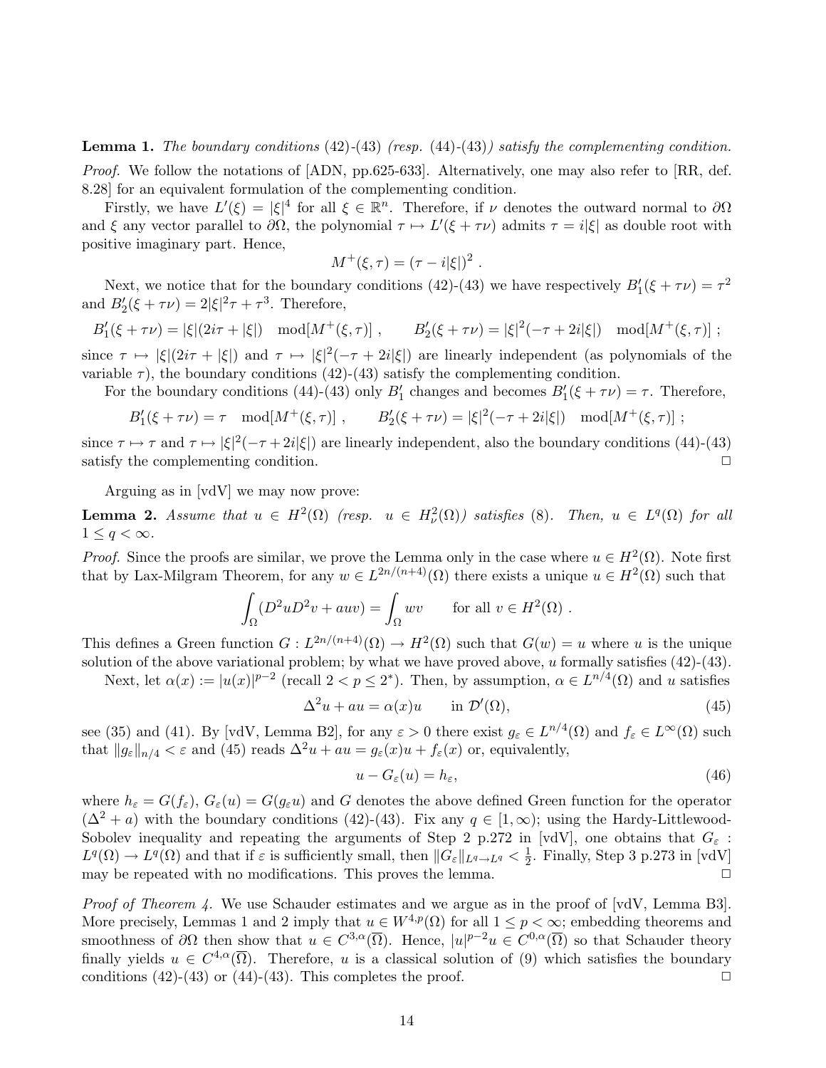**Lemma 1.** *The boundary conditions* (42)*-*(43) *(resp.* (44)*-*(43)*) satisfy the complementing condition.*

*Proof.* We follow the notations of [ADN, pp.625-633]. Alternatively, one may also refer to [RR, def. 8.28] for an equivalent formulation of the complementing condition.

Firstly, we have $L'(\xi) = |\xi|^4$ for all $\xi \in \mathbb{R}^n$. Therefore, if $\nu$ denotes the outward normal to $\partial\Omega$ and $\xi$ any vector parallel to $\partial\Omega$, the polynomial $\tau \mapsto L'(\xi + \tau\nu)$ admits $\tau = i|\xi|$ as double root with positive imaginary part. Hence,

$$M^+(\xi, \tau) = (\tau - i|\xi|)^2 \ .$$

Next, we notice that for the boundary conditions (42)-(43) we have respectively $B_1'(\xi + \tau\nu) = \tau^2$ and $B_2'(\xi + \tau\nu) = 2|\xi|^2\tau + \tau^3$. Therefore,

$$B_1'(\xi + \tau\nu) = |\xi|(2i\tau + |\xi|) \mod[M^+(\xi, \tau)] \ , \qquad B_2'(\xi + \tau\nu) = |\xi|^2(-\tau + 2i|\xi|) \mod[M^+(\xi, \tau)] \ ;$$

since $\tau \mapsto |\xi|(2i\tau + |\xi|)$ and $\tau \mapsto |\xi|^2(-\tau + 2i|\xi|)$ are linearly independent (as polynomials of the variable $\tau$), the boundary conditions (42)-(43) satisfy the complementing condition.

For the boundary conditions (44)-(43) only $B_1'$ changes and becomes $B_1'(\xi + \tau\nu) = \tau$. Therefore,

$$B_1'(\xi + \tau\nu) = \tau \mod[M^+(\xi, \tau)] \ , \qquad B_2'(\xi + \tau\nu) = |\xi|^2(-\tau + 2i|\xi|) \mod[M^+(\xi, \tau)] \ ;$$

since $\tau \mapsto \tau$ and $\tau \mapsto |\xi|^2(-\tau + 2i|\xi|)$ are linearly independent, also the boundary conditions (44)-(43) satisfy the complementing condition. □

Arguing as in [vdV] we may now prove:

**Lemma 2.** *Assume that $u \in H^2(\Omega)$ (resp. $u \in H^2_\nu(\Omega)$) satisfies* (8)*. Then, $u \in L^q(\Omega)$ for all $1 \le q < \infty$.*

*Proof.* Since the proofs are similar, we prove the Lemma only in the case where $u \in H^2(\Omega)$. Note first that by Lax-Milgram Theorem, for any $w \in L^{2n/(n+4)}(\Omega)$ there exists a unique $u \in H^2(\Omega)$ such that

$$\int_\Omega (D^2u D^2v + auv) = \int_\Omega wv \qquad \text{for all } v \in H^2(\Omega) \ .$$

This defines a Green function $G : L^{2n/(n+4)}(\Omega) \to H^2(\Omega)$ such that $G(w) = u$ where $u$ is the unique solution of the above variational problem; by what we have proved above, $u$ formally satisfies (42)-(43).

Next, let $\alpha(x) := |u(x)|^{p-2}$ (recall $2 < p \le 2^*$). Then, by assumption, $\alpha \in L^{n/4}(\Omega)$ and $u$ satisfies

$$\Delta^2 u + au = \alpha(x)u \qquad \text{in } \mathcal{D}'(\Omega), \tag{45}$$

see (35) and (41). By [vdV, Lemma B2], for any $\varepsilon > 0$ there exist $g_\varepsilon \in L^{n/4}(\Omega)$ and $f_\varepsilon \in L^\infty(\Omega)$ such that $\|g_\varepsilon\|_{n/4} < \varepsilon$ and (45) reads $\Delta^2 u + au = g_\varepsilon(x)u + f_\varepsilon(x)$ or, equivalently,

$$u - G_\varepsilon(u) = h_\varepsilon, \tag{46}$$

where $h_\varepsilon = G(f_\varepsilon)$, $G_\varepsilon(u) = G(g_\varepsilon u)$ and $G$ denotes the above defined Green function for the operator $(\Delta^2 + a)$ with the boundary conditions (42)-(43). Fix any $q \in [1, \infty)$; using the Hardy-Littlewood-Sobolev inequality and repeating the arguments of Step 2 p.272 in [vdV], one obtains that $G_\varepsilon : L^q(\Omega) \to L^q(\Omega)$ and that if $\varepsilon$ is sufficiently small, then $\|G_\varepsilon\|_{L^q \to L^q} < \frac{1}{2}$. Finally, Step 3 p.273 in [vdV] may be repeated with no modifications. This proves the lemma. □

*Proof of Theorem 4.* We use Schauder estimates and we argue as in the proof of [vdV, Lemma B3]. More precisely, Lemmas 1 and 2 imply that $u \in W^{4,p}(\Omega)$ for all $1 \le p < \infty$; embedding theorems and smoothness of $\partial\Omega$ then show that $u \in C^{3,\alpha}(\overline{\Omega})$. Hence, $|u|^{p-2}u \in C^{0,\alpha}(\overline{\Omega})$ so that Schauder theory finally yields $u \in C^{4,\alpha}(\overline{\Omega})$. Therefore, $u$ is a classical solution of (9) which satisfies the boundary conditions (42)-(43) or (44)-(43). This completes the proof. □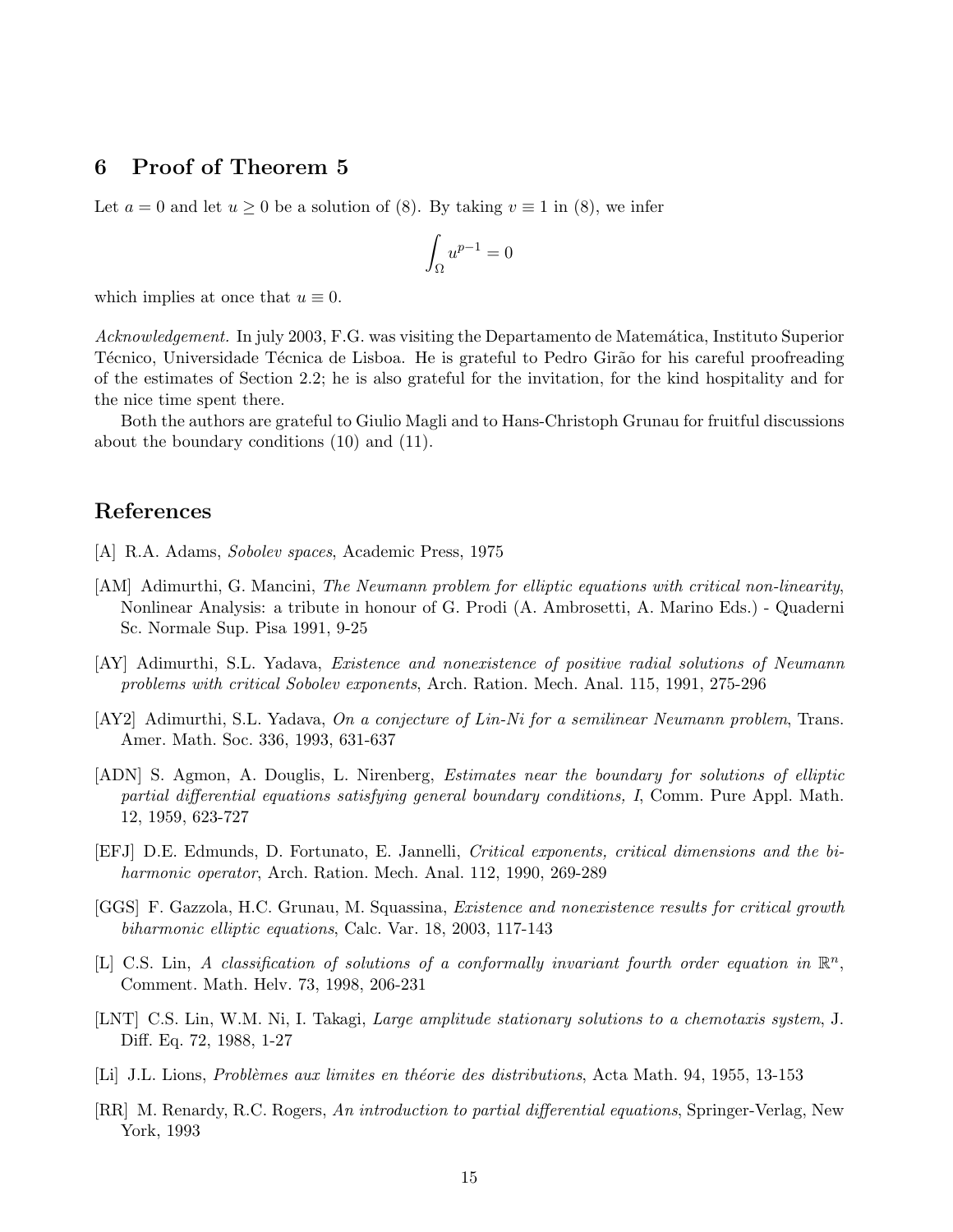## 6 Proof of Theorem 5

Let $a = 0$ and let $u \geq 0$ be a solution of (8). By taking $v \equiv 1$ in (8), we infer

$$\int_\Omega u^{p-1} = 0$$

which implies at once that $u \equiv 0$.

*Acknowledgement.* In july 2003, F.G. was visiting the Departamento de Matemática, Instituto Superior Técnico, Universidade Técnica de Lisboa. He is grateful to Pedro Girão for his careful proofreading of the estimates of Section 2.2; he is also grateful for the invitation, for the kind hospitality and for the nice time spent there.

Both the authors are grateful to Giulio Magli and to Hans-Christoph Grunau for fruitful discussions about the boundary conditions (10) and (11).

## References

[A] R.A. Adams, *Sobolev spaces*, Academic Press, 1975

[AM] Adimurthi, G. Mancini, *The Neumann problem for elliptic equations with critical non-linearity*, Nonlinear Analysis: a tribute in honour of G. Prodi (A. Ambrosetti, A. Marino Eds.) - Quaderni Sc. Normale Sup. Pisa 1991, 9-25

[AY] Adimurthi, S.L. Yadava, *Existence and nonexistence of positive radial solutions of Neumann problems with critical Sobolev exponents*, Arch. Ration. Mech. Anal. 115, 1991, 275-296

[AY2] Adimurthi, S.L. Yadava, *On a conjecture of Lin-Ni for a semilinear Neumann problem*, Trans. Amer. Math. Soc. 336, 1993, 631-637

[ADN] S. Agmon, A. Douglis, L. Nirenberg, *Estimates near the boundary for solutions of elliptic partial differential equations satisfying general boundary conditions, I*, Comm. Pure Appl. Math. 12, 1959, 623-727

[EFJ] D.E. Edmunds, D. Fortunato, E. Jannelli, *Critical exponents, critical dimensions and the biharmonic operator*, Arch. Ration. Mech. Anal. 112, 1990, 269-289

[GGS] F. Gazzola, H.C. Grunau, M. Squassina, *Existence and nonexistence results for critical growth biharmonic elliptic equations*, Calc. Var. 18, 2003, 117-143

[L] C.S. Lin, *A classification of solutions of a conformally invariant fourth order equation in* $\mathbb{R}^n$, Comment. Math. Helv. 73, 1998, 206-231

[LNT] C.S. Lin, W.M. Ni, I. Takagi, *Large amplitude stationary solutions to a chemotaxis system*, J. Diff. Eq. 72, 1988, 1-27

[Li] J.L. Lions, *Problèmes aux limites en théorie des distributions*, Acta Math. 94, 1955, 13-153

[RR] M. Renardy, R.C. Rogers, *An introduction to partial differential equations*, Springer-Verlag, New York, 1993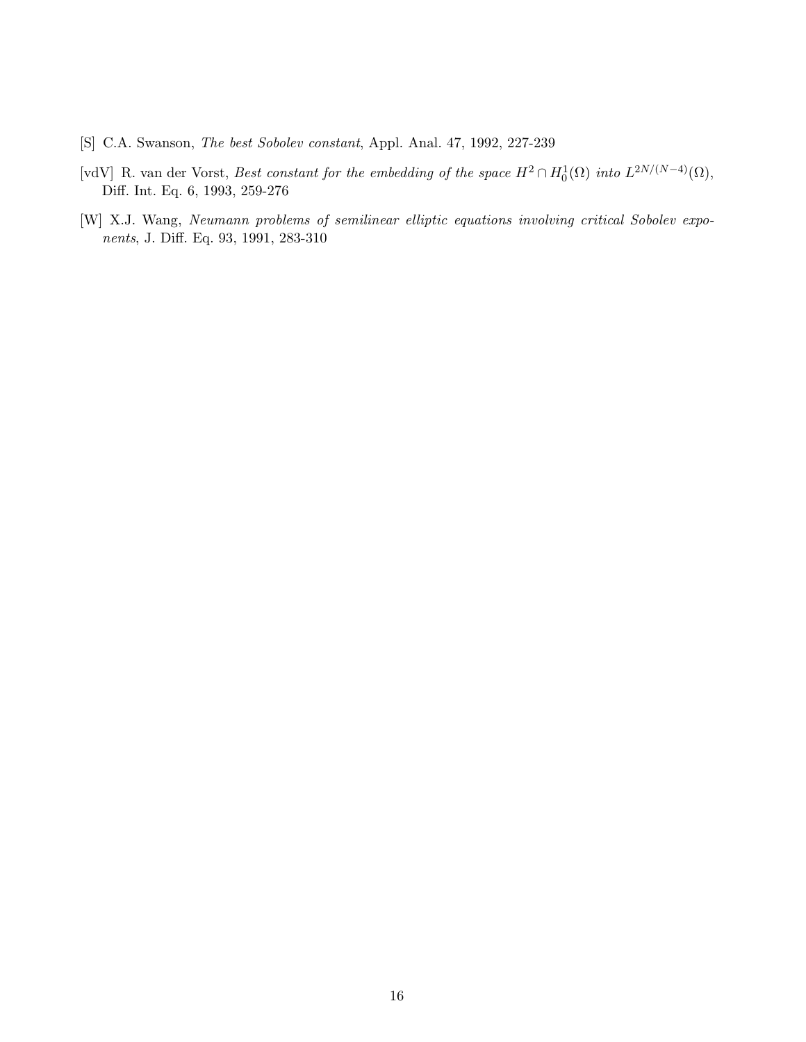[S] C.A. Swanson, *The best Sobolev constant*, Appl. Anal. 47, 1992, 227-239

[vdV] R. van der Vorst, *Best constant for the embedding of the space $H^2 \cap H^1_0(\Omega)$ into $L^{2N/(N-4)}(\Omega)$*, Diff. Int. Eq. 6, 1993, 259-276

[W] X.J. Wang, *Neumann problems of semilinear elliptic equations involving critical Sobolev exponents*, J. Diff. Eq. 93, 1991, 283-310